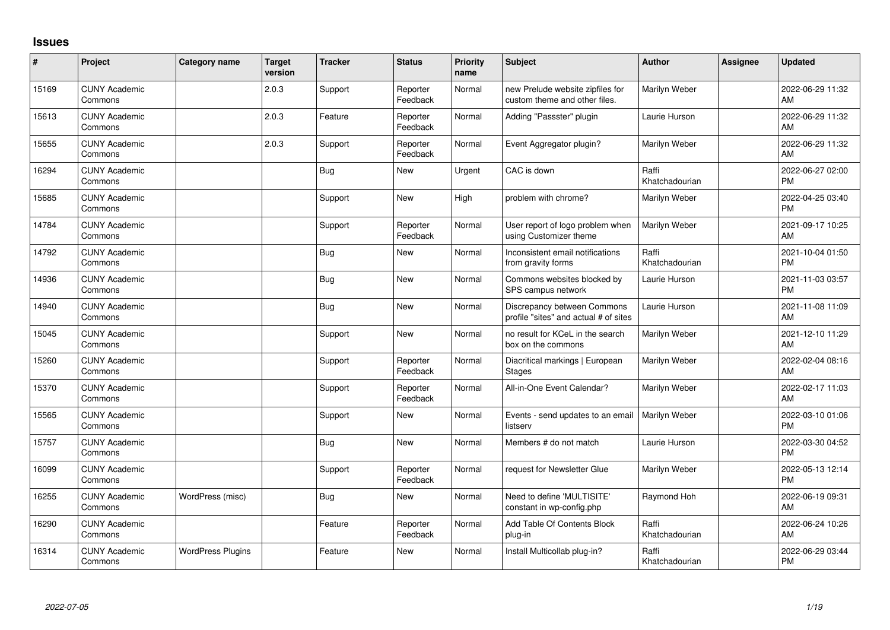## Issues

| # | Project | Category name | Target version | Tracker | Status | Priority name | Subject | Author | Assignee | Updated |
|---|---|---|---|---|---|---|---|---|---|---|
| 15169 | CUNY Academic Commons | | 2.0.3 | Support | Reporter Feedback | Normal | new Prelude website zipfiles for custom theme and other files. | Marilyn Weber | | 2022-06-29 11:32 AM |
| 15613 | CUNY Academic Commons | | 2.0.3 | Feature | Reporter Feedback | Normal | Adding "Passster" plugin | Laurie Hurson | | 2022-06-29 11:32 AM |
| 15655 | CUNY Academic Commons | | 2.0.3 | Support | Reporter Feedback | Normal | Event Aggregator plugin? | Marilyn Weber | | 2022-06-29 11:32 AM |
| 16294 | CUNY Academic Commons | | | Bug | New | Urgent | CAC is down | Raffi Khatchadourian | | 2022-06-27 02:00 PM |
| 15685 | CUNY Academic Commons | | | Support | New | High | problem with chrome? | Marilyn Weber | | 2022-04-25 03:40 PM |
| 14784 | CUNY Academic Commons | | | Support | Reporter Feedback | Normal | User report of logo problem when using Customizer theme | Marilyn Weber | | 2021-09-17 10:25 AM |
| 14792 | CUNY Academic Commons | | | Bug | New | Normal | Inconsistent email notifications from gravity forms | Raffi Khatchadourian | | 2021-10-04 01:50 PM |
| 14936 | CUNY Academic Commons | | | Bug | New | Normal | Commons websites blocked by SPS campus network | Laurie Hurson | | 2021-11-03 03:57 PM |
| 14940 | CUNY Academic Commons | | | Bug | New | Normal | Discrepancy between Commons profile "sites" and actual # of sites | Laurie Hurson | | 2021-11-08 11:09 AM |
| 15045 | CUNY Academic Commons | | | Support | New | Normal | no result for KCeL in the search box on the commons | Marilyn Weber | | 2021-12-10 11:29 AM |
| 15260 | CUNY Academic Commons | | | Support | Reporter Feedback | Normal | Diacritical markings \| European Stages | Marilyn Weber | | 2022-02-04 08:16 AM |
| 15370 | CUNY Academic Commons | | | Support | Reporter Feedback | Normal | All-in-One Event Calendar? | Marilyn Weber | | 2022-02-17 11:03 AM |
| 15565 | CUNY Academic Commons | | | Support | New | Normal | Events - send updates to an email listserv | Marilyn Weber | | 2022-03-10 01:06 PM |
| 15757 | CUNY Academic Commons | | | Bug | New | Normal | Members # do not match | Laurie Hurson | | 2022-03-30 04:52 PM |
| 16099 | CUNY Academic Commons | | | Support | Reporter Feedback | Normal | request for Newsletter Glue | Marilyn Weber | | 2022-05-13 12:14 PM |
| 16255 | CUNY Academic Commons | WordPress (misc) | | Bug | New | Normal | Need to define 'MULTISITE' constant in wp-config.php | Raymond Hoh | | 2022-06-19 09:31 AM |
| 16290 | CUNY Academic Commons | | | Feature | Reporter Feedback | Normal | Add Table Of Contents Block plug-in | Raffi Khatchadourian | | 2022-06-24 10:26 AM |
| 16314 | CUNY Academic Commons | WordPress Plugins | | Feature | New | Normal | Install Multicollab plug-in? | Raffi Khatchadourian | | 2022-06-29 03:44 PM |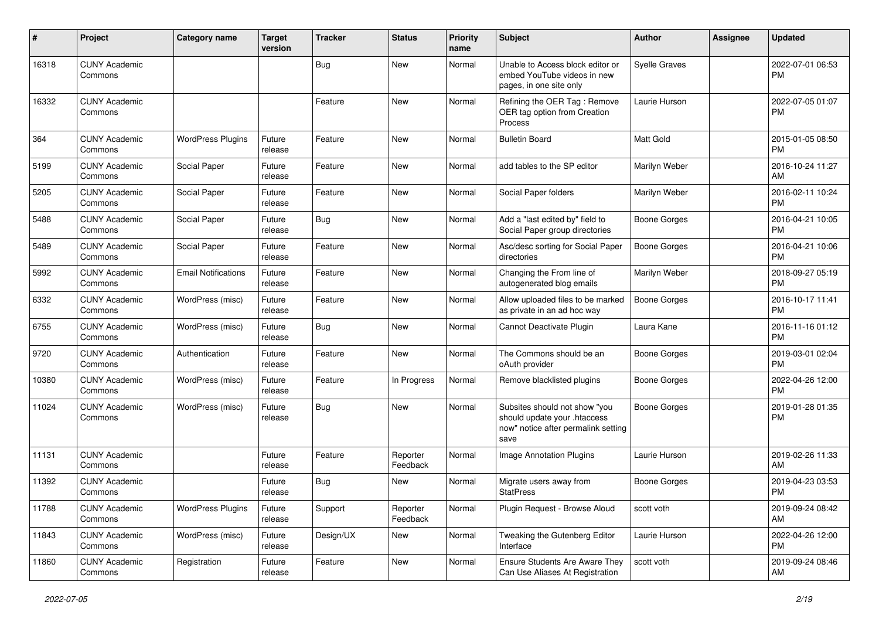| # | Project | Category name | Target version | Tracker | Status | Priority name | Subject | Author | Assignee | Updated |
|---|---|---|---|---|---|---|---|---|---|---|
| 16318 | CUNY Academic Commons | | | Bug | New | Normal | Unable to Access block editor or embed YouTube videos in new pages, in one site only | Syelle Graves | | 2022-07-01 06:53 PM |
| 16332 | CUNY Academic Commons | | | Feature | New | Normal | Refining the OER Tag : Remove OER tag option from Creation Process | Laurie Hurson | | 2022-07-05 01:07 PM |
| 364 | CUNY Academic Commons | WordPress Plugins | Future release | Feature | New | Normal | Bulletin Board | Matt Gold | | 2015-01-05 08:50 PM |
| 5199 | CUNY Academic Commons | Social Paper | Future release | Feature | New | Normal | add tables to the SP editor | Marilyn Weber | | 2016-10-24 11:27 AM |
| 5205 | CUNY Academic Commons | Social Paper | Future release | Feature | New | Normal | Social Paper folders | Marilyn Weber | | 2016-02-11 10:24 PM |
| 5488 | CUNY Academic Commons | Social Paper | Future release | Bug | New | Normal | Add a "last edited by" field to Social Paper group directories | Boone Gorges | | 2016-04-21 10:05 PM |
| 5489 | CUNY Academic Commons | Social Paper | Future release | Feature | New | Normal | Asc/desc sorting for Social Paper directories | Boone Gorges | | 2016-04-21 10:06 PM |
| 5992 | CUNY Academic Commons | Email Notifications | Future release | Feature | New | Normal | Changing the From line of autogenerated blog emails | Marilyn Weber | | 2018-09-27 05:19 PM |
| 6332 | CUNY Academic Commons | WordPress (misc) | Future release | Feature | New | Normal | Allow uploaded files to be marked as private in an ad hoc way | Boone Gorges | | 2016-10-17 11:41 PM |
| 6755 | CUNY Academic Commons | WordPress (misc) | Future release | Bug | New | Normal | Cannot Deactivate Plugin | Laura Kane | | 2016-11-16 01:12 PM |
| 9720 | CUNY Academic Commons | Authentication | Future release | Feature | New | Normal | The Commons should be an oAuth provider | Boone Gorges | | 2019-03-01 02:04 PM |
| 10380 | CUNY Academic Commons | WordPress (misc) | Future release | Feature | In Progress | Normal | Remove blacklisted plugins | Boone Gorges | | 2022-04-26 12:00 PM |
| 11024 | CUNY Academic Commons | WordPress (misc) | Future release | Bug | New | Normal | Subsites should not show "you should update your .htaccess now" notice after permalink setting save | Boone Gorges | | 2019-01-28 01:35 PM |
| 11131 | CUNY Academic Commons | | Future release | Feature | Reporter Feedback | Normal | Image Annotation Plugins | Laurie Hurson | | 2019-02-26 11:33 AM |
| 11392 | CUNY Academic Commons | | Future release | Bug | New | Normal | Migrate users away from StatPress | Boone Gorges | | 2019-04-23 03:53 PM |
| 11788 | CUNY Academic Commons | WordPress Plugins | Future release | Support | Reporter Feedback | Normal | Plugin Request - Browse Aloud | scott voth | | 2019-09-24 08:42 AM |
| 11843 | CUNY Academic Commons | WordPress (misc) | Future release | Design/UX | New | Normal | Tweaking the Gutenberg Editor Interface | Laurie Hurson | | 2022-04-26 12:00 PM |
| 11860 | CUNY Academic Commons | Registration | Future release | Feature | New | Normal | Ensure Students Are Aware They Can Use Aliases At Registration | scott voth | | 2019-09-24 08:46 AM |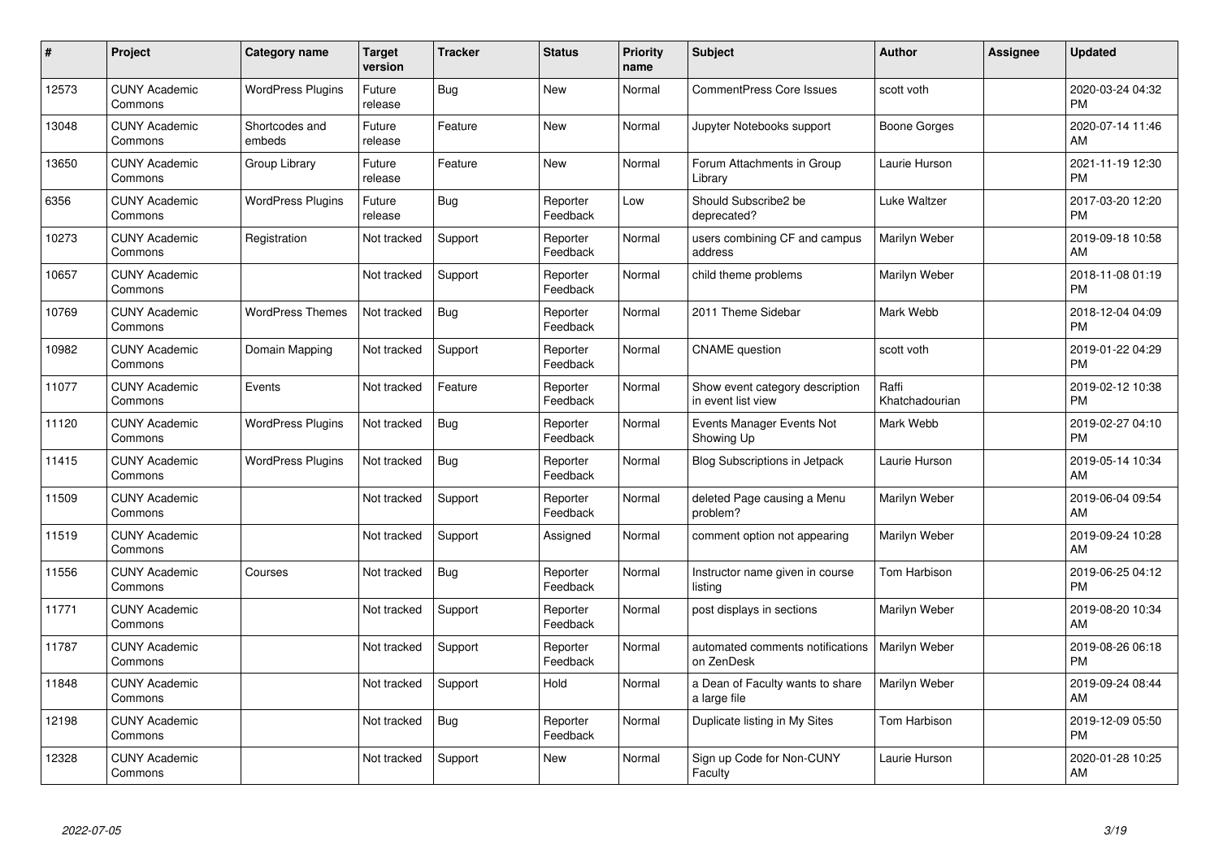| # | Project | Category name | Target version | Tracker | Status | Priority name | Subject | Author | Assignee | Updated |
|---|---|---|---|---|---|---|---|---|---|---|
| 12573 | CUNY Academic Commons | WordPress Plugins | Future release | Bug | New | Normal | CommentPress Core Issues | scott voth | | 2020-03-24 04:32 PM |
| 13048 | CUNY Academic Commons | Shortcodes and embeds | Future release | Feature | New | Normal | Jupyter Notebooks support | Boone Gorges | | 2020-07-14 11:46 AM |
| 13650 | CUNY Academic Commons | Group Library | Future release | Feature | New | Normal | Forum Attachments in Group Library | Laurie Hurson | | 2021-11-19 12:30 PM |
| 6356 | CUNY Academic Commons | WordPress Plugins | Future release | Bug | Reporter Feedback | Low | Should Subscribe2 be deprecated? | Luke Waltzer | | 2017-03-20 12:20 PM |
| 10273 | CUNY Academic Commons | Registration | Not tracked | Support | Reporter Feedback | Normal | users combining CF and campus address | Marilyn Weber | | 2019-09-18 10:58 AM |
| 10657 | CUNY Academic Commons | | Not tracked | Support | Reporter Feedback | Normal | child theme problems | Marilyn Weber | | 2018-11-08 01:19 PM |
| 10769 | CUNY Academic Commons | WordPress Themes | Not tracked | Bug | Reporter Feedback | Normal | 2011 Theme Sidebar | Mark Webb | | 2018-12-04 04:09 PM |
| 10982 | CUNY Academic Commons | Domain Mapping | Not tracked | Support | Reporter Feedback | Normal | CNAME question | scott voth | | 2019-01-22 04:29 PM |
| 11077 | CUNY Academic Commons | Events | Not tracked | Feature | Reporter Feedback | Normal | Show event category description in event list view | Raffi Khatchadourian | | 2019-02-12 10:38 PM |
| 11120 | CUNY Academic Commons | WordPress Plugins | Not tracked | Bug | Reporter Feedback | Normal | Events Manager Events Not Showing Up | Mark Webb | | 2019-02-27 04:10 PM |
| 11415 | CUNY Academic Commons | WordPress Plugins | Not tracked | Bug | Reporter Feedback | Normal | Blog Subscriptions in Jetpack | Laurie Hurson | | 2019-05-14 10:34 AM |
| 11509 | CUNY Academic Commons | | Not tracked | Support | Reporter Feedback | Normal | deleted Page causing a Menu problem? | Marilyn Weber | | 2019-06-04 09:54 AM |
| 11519 | CUNY Academic Commons | | Not tracked | Support | Assigned | Normal | comment option not appearing | Marilyn Weber | | 2019-09-24 10:28 AM |
| 11556 | CUNY Academic Commons | Courses | Not tracked | Bug | Reporter Feedback | Normal | Instructor name given in course listing | Tom Harbison | | 2019-06-25 04:12 PM |
| 11771 | CUNY Academic Commons | | Not tracked | Support | Reporter Feedback | Normal | post displays in sections | Marilyn Weber | | 2019-08-20 10:34 AM |
| 11787 | CUNY Academic Commons | | Not tracked | Support | Reporter Feedback | Normal | automated comments notifications on ZenDesk | Marilyn Weber | | 2019-08-26 06:18 PM |
| 11848 | CUNY Academic Commons | | Not tracked | Support | Hold | Normal | a Dean of Faculty wants to share a large file | Marilyn Weber | | 2019-09-24 08:44 AM |
| 12198 | CUNY Academic Commons | | Not tracked | Bug | Reporter Feedback | Normal | Duplicate listing in My Sites | Tom Harbison | | 2019-12-09 05:50 PM |
| 12328 | CUNY Academic Commons | | Not tracked | Support | New | Normal | Sign up Code for Non-CUNY Faculty | Laurie Hurson | | 2020-01-28 10:25 AM |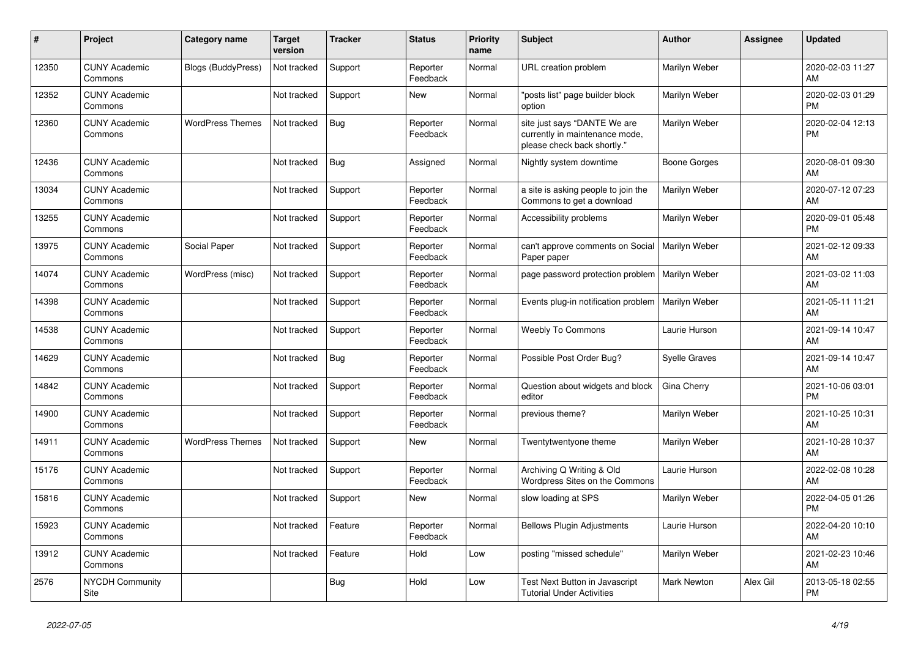| # | Project | Category name | Target version | Tracker | Status | Priority name | Subject | Author | Assignee | Updated |
|---|---|---|---|---|---|---|---|---|---|---|
| 12350 | CUNY Academic Commons | Blogs (BuddyPress) | Not tracked | Support | Reporter Feedback | Normal | URL creation problem | Marilyn Weber | | 2020-02-03 11:27 AM |
| 12352 | CUNY Academic Commons | | Not tracked | Support | New | Normal | "posts list" page builder block option | Marilyn Weber | | 2020-02-03 01:29 PM |
| 12360 | CUNY Academic Commons | WordPress Themes | Not tracked | Bug | Reporter Feedback | Normal | site just says "DANTE We are currently in maintenance mode, please check back shortly." | Marilyn Weber | | 2020-02-04 12:13 PM |
| 12436 | CUNY Academic Commons | | Not tracked | Bug | Assigned | Normal | Nightly system downtime | Boone Gorges | | 2020-08-01 09:30 AM |
| 13034 | CUNY Academic Commons | | Not tracked | Support | Reporter Feedback | Normal | a site is asking people to join the Commons to get a download | Marilyn Weber | | 2020-07-12 07:23 AM |
| 13255 | CUNY Academic Commons | | Not tracked | Support | Reporter Feedback | Normal | Accessibility problems | Marilyn Weber | | 2020-09-01 05:48 PM |
| 13975 | CUNY Academic Commons | Social Paper | Not tracked | Support | Reporter Feedback | Normal | can't approve comments on Social Paper paper | Marilyn Weber | | 2021-02-12 09:33 AM |
| 14074 | CUNY Academic Commons | WordPress (misc) | Not tracked | Support | Reporter Feedback | Normal | page password protection problem | Marilyn Weber | | 2021-03-02 11:03 AM |
| 14398 | CUNY Academic Commons | | Not tracked | Support | Reporter Feedback | Normal | Events plug-in notification problem | Marilyn Weber | | 2021-05-11 11:21 AM |
| 14538 | CUNY Academic Commons | | Not tracked | Support | Reporter Feedback | Normal | Weebly To Commons | Laurie Hurson | | 2021-09-14 10:47 AM |
| 14629 | CUNY Academic Commons | | Not tracked | Bug | Reporter Feedback | Normal | Possible Post Order Bug? | Syelle Graves | | 2021-09-14 10:47 AM |
| 14842 | CUNY Academic Commons | | Not tracked | Support | Reporter Feedback | Normal | Question about widgets and block editor | Gina Cherry | | 2021-10-06 03:01 PM |
| 14900 | CUNY Academic Commons | | Not tracked | Support | Reporter Feedback | Normal | previous theme? | Marilyn Weber | | 2021-10-25 10:31 AM |
| 14911 | CUNY Academic Commons | WordPress Themes | Not tracked | Support | New | Normal | Twentytwentyone theme | Marilyn Weber | | 2021-10-28 10:37 AM |
| 15176 | CUNY Academic Commons | | Not tracked | Support | Reporter Feedback | Normal | Archiving Q Writing & Old Wordpress Sites on the Commons | Laurie Hurson | | 2022-02-08 10:28 AM |
| 15816 | CUNY Academic Commons | | Not tracked | Support | New | Normal | slow loading at SPS | Marilyn Weber | | 2022-04-05 01:26 PM |
| 15923 | CUNY Academic Commons | | Not tracked | Feature | Reporter Feedback | Normal | Bellows Plugin Adjustments | Laurie Hurson | | 2022-04-20 10:10 AM |
| 13912 | CUNY Academic Commons | | Not tracked | Feature | Hold | Low | posting "missed schedule" | Marilyn Weber | | 2021-02-23 10:46 AM |
| 2576 | NYCDH Community Site | | | Bug | Hold | Low | Test Next Button in Javascript Tutorial Under Activities | Mark Newton | Alex Gil | 2013-05-18 02:55 PM |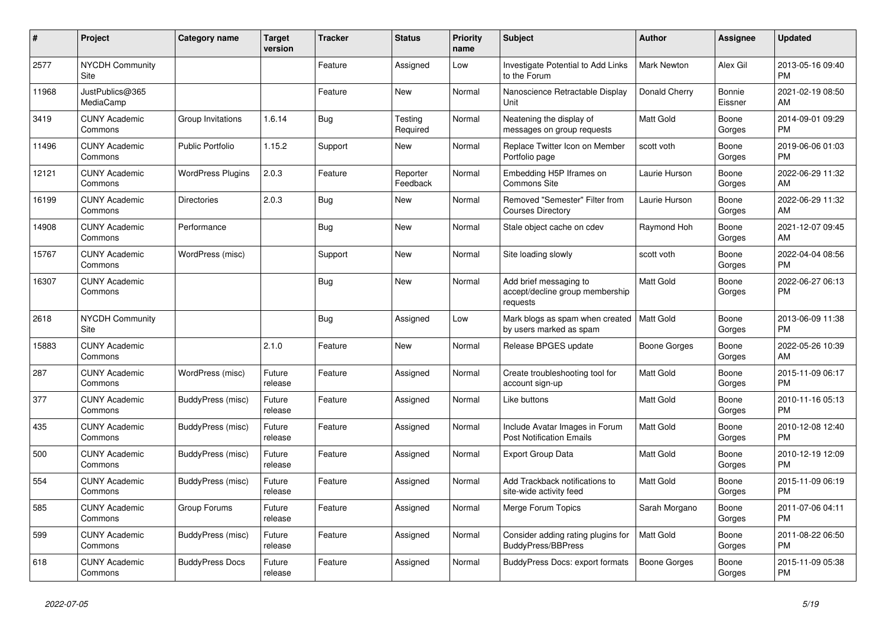| # | Project | Category name | Target version | Tracker | Status | Priority name | Subject | Author | Assignee | Updated |
|---|---|---|---|---|---|---|---|---|---|---|
| 2577 | NYCDH Community Site | | | Feature | Assigned | Low | Investigate Potential to Add Links to the Forum | Mark Newton | Alex Gil | 2013-05-16 09:40 PM |
| 11968 | JustPublics@365 MediaCamp | | | Feature | New | Normal | Nanoscience Retractable Display Unit | Donald Cherry | Bonnie Eissner | 2021-02-19 08:50 AM |
| 3419 | CUNY Academic Commons | Group Invitations | 1.6.14 | Bug | Testing Required | Normal | Neatening the display of messages on group requests | Matt Gold | Boone Gorges | 2014-09-01 09:29 PM |
| 11496 | CUNY Academic Commons | Public Portfolio | 1.15.2 | Support | New | Normal | Replace Twitter Icon on Member Portfolio page | scott voth | Boone Gorges | 2019-06-06 01:03 PM |
| 12121 | CUNY Academic Commons | WordPress Plugins | 2.0.3 | Feature | Reporter Feedback | Normal | Embedding H5P Iframes on Commons Site | Laurie Hurson | Boone Gorges | 2022-06-29 11:32 AM |
| 16199 | CUNY Academic Commons | Directories | 2.0.3 | Bug | New | Normal | Removed "Semester" Filter from Courses Directory | Laurie Hurson | Boone Gorges | 2022-06-29 11:32 AM |
| 14908 | CUNY Academic Commons | Performance | | Bug | New | Normal | Stale object cache on cdev | Raymond Hoh | Boone Gorges | 2021-12-07 09:45 AM |
| 15767 | CUNY Academic Commons | WordPress (misc) | | Support | New | Normal | Site loading slowly | scott voth | Boone Gorges | 2022-04-04 08:56 PM |
| 16307 | CUNY Academic Commons | | | Bug | New | Normal | Add brief messaging to accept/decline group membership requests | Matt Gold | Boone Gorges | 2022-06-27 06:13 PM |
| 2618 | NYCDH Community Site | | | Bug | Assigned | Low | Mark blogs as spam when created by users marked as spam | Matt Gold | Boone Gorges | 2013-06-09 11:38 PM |
| 15883 | CUNY Academic Commons | | 2.1.0 | Feature | New | Normal | Release BPGES update | Boone Gorges | Boone Gorges | 2022-05-26 10:39 AM |
| 287 | CUNY Academic Commons | WordPress (misc) | Future release | Feature | Assigned | Normal | Create troubleshooting tool for account sign-up | Matt Gold | Boone Gorges | 2015-11-09 06:17 PM |
| 377 | CUNY Academic Commons | BuddyPress (misc) | Future release | Feature | Assigned | Normal | Like buttons | Matt Gold | Boone Gorges | 2010-11-16 05:13 PM |
| 435 | CUNY Academic Commons | BuddyPress (misc) | Future release | Feature | Assigned | Normal | Include Avatar Images in Forum Post Notification Emails | Matt Gold | Boone Gorges | 2010-12-08 12:40 PM |
| 500 | CUNY Academic Commons | BuddyPress (misc) | Future release | Feature | Assigned | Normal | Export Group Data | Matt Gold | Boone Gorges | 2010-12-19 12:09 PM |
| 554 | CUNY Academic Commons | BuddyPress (misc) | Future release | Feature | Assigned | Normal | Add Trackback notifications to site-wide activity feed | Matt Gold | Boone Gorges | 2015-11-09 06:19 PM |
| 585 | CUNY Academic Commons | Group Forums | Future release | Feature | Assigned | Normal | Merge Forum Topics | Sarah Morgano | Boone Gorges | 2011-07-06 04:11 PM |
| 599 | CUNY Academic Commons | BuddyPress (misc) | Future release | Feature | Assigned | Normal | Consider adding rating plugins for BuddyPress/BBPress | Matt Gold | Boone Gorges | 2011-08-22 06:50 PM |
| 618 | CUNY Academic Commons | BuddyPress Docs | Future release | Feature | Assigned | Normal | BuddyPress Docs: export formats | Boone Gorges | Boone Gorges | 2015-11-09 05:38 PM |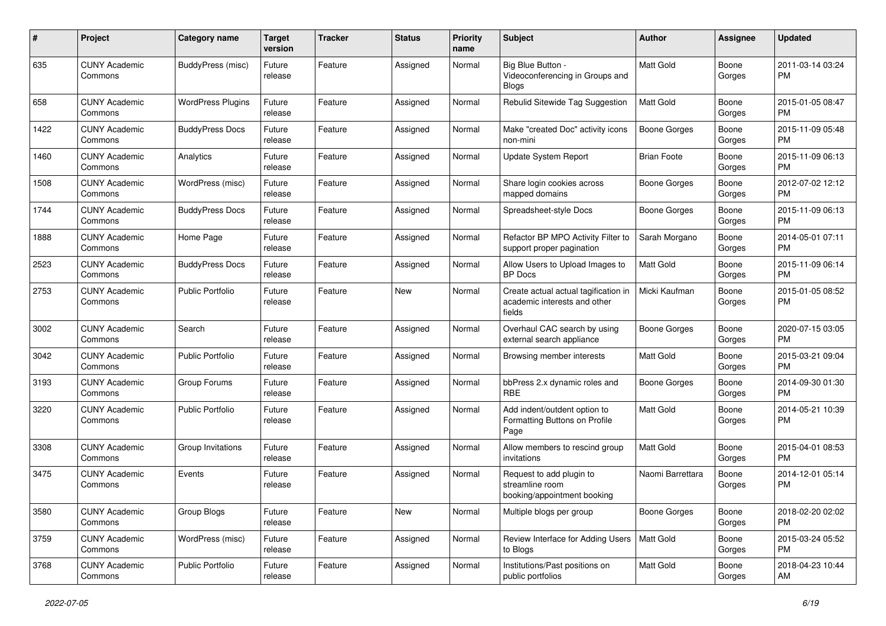| # | Project | Category name | Target version | Tracker | Status | Priority name | Subject | Author | Assignee | Updated |
|---|---|---|---|---|---|---|---|---|---|---|
| 635 | CUNY Academic Commons | BuddyPress (misc) | Future release | Feature | Assigned | Normal | Big Blue Button - Videoconferencing in Groups and Blogs | Matt Gold | Boone Gorges | 2011-03-14 03:24 PM |
| 658 | CUNY Academic Commons | WordPress Plugins | Future release | Feature | Assigned | Normal | Rebulid Sitewide Tag Suggestion | Matt Gold | Boone Gorges | 2015-01-05 08:47 PM |
| 1422 | CUNY Academic Commons | BuddyPress Docs | Future release | Feature | Assigned | Normal | Make "created Doc" activity icons non-mini | Boone Gorges | Boone Gorges | 2015-11-09 05:48 PM |
| 1460 | CUNY Academic Commons | Analytics | Future release | Feature | Assigned | Normal | Update System Report | Brian Foote | Boone Gorges | 2015-11-09 06:13 PM |
| 1508 | CUNY Academic Commons | WordPress (misc) | Future release | Feature | Assigned | Normal | Share login cookies across mapped domains | Boone Gorges | Boone Gorges | 2012-07-02 12:12 PM |
| 1744 | CUNY Academic Commons | BuddyPress Docs | Future release | Feature | Assigned | Normal | Spreadsheet-style Docs | Boone Gorges | Boone Gorges | 2015-11-09 06:13 PM |
| 1888 | CUNY Academic Commons | Home Page | Future release | Feature | Assigned | Normal | Refactor BP MPO Activity Filter to support proper pagination | Sarah Morgano | Boone Gorges | 2014-05-01 07:11 PM |
| 2523 | CUNY Academic Commons | BuddyPress Docs | Future release | Feature | Assigned | Normal | Allow Users to Upload Images to BP Docs | Matt Gold | Boone Gorges | 2015-11-09 06:14 PM |
| 2753 | CUNY Academic Commons | Public Portfolio | Future release | Feature | New | Normal | Create actual actual tagification in academic interests and other fields | Micki Kaufman | Boone Gorges | 2015-01-05 08:52 PM |
| 3002 | CUNY Academic Commons | Search | Future release | Feature | Assigned | Normal | Overhaul CAC search by using external search appliance | Boone Gorges | Boone Gorges | 2020-07-15 03:05 PM |
| 3042 | CUNY Academic Commons | Public Portfolio | Future release | Feature | Assigned | Normal | Browsing member interests | Matt Gold | Boone Gorges | 2015-03-21 09:04 PM |
| 3193 | CUNY Academic Commons | Group Forums | Future release | Feature | Assigned | Normal | bbPress 2.x dynamic roles and RBE | Boone Gorges | Boone Gorges | 2014-09-30 01:30 PM |
| 3220 | CUNY Academic Commons | Public Portfolio | Future release | Feature | Assigned | Normal | Add indent/outdent option to Formatting Buttons on Profile Page | Matt Gold | Boone Gorges | 2014-05-21 10:39 PM |
| 3308 | CUNY Academic Commons | Group Invitations | Future release | Feature | Assigned | Normal | Allow members to rescind group invitations | Matt Gold | Boone Gorges | 2015-04-01 08:53 PM |
| 3475 | CUNY Academic Commons | Events | Future release | Feature | Assigned | Normal | Request to add plugin to streamline room booking/appointment booking | Naomi Barrettara | Boone Gorges | 2014-12-01 05:14 PM |
| 3580 | CUNY Academic Commons | Group Blogs | Future release | Feature | New | Normal | Multiple blogs per group | Boone Gorges | Boone Gorges | 2018-02-20 02:02 PM |
| 3759 | CUNY Academic Commons | WordPress (misc) | Future release | Feature | Assigned | Normal | Review Interface for Adding Users to Blogs | Matt Gold | Boone Gorges | 2015-03-24 05:52 PM |
| 3768 | CUNY Academic Commons | Public Portfolio | Future release | Feature | Assigned | Normal | Institutions/Past positions on public portfolios | Matt Gold | Boone Gorges | 2018-04-23 10:44 AM |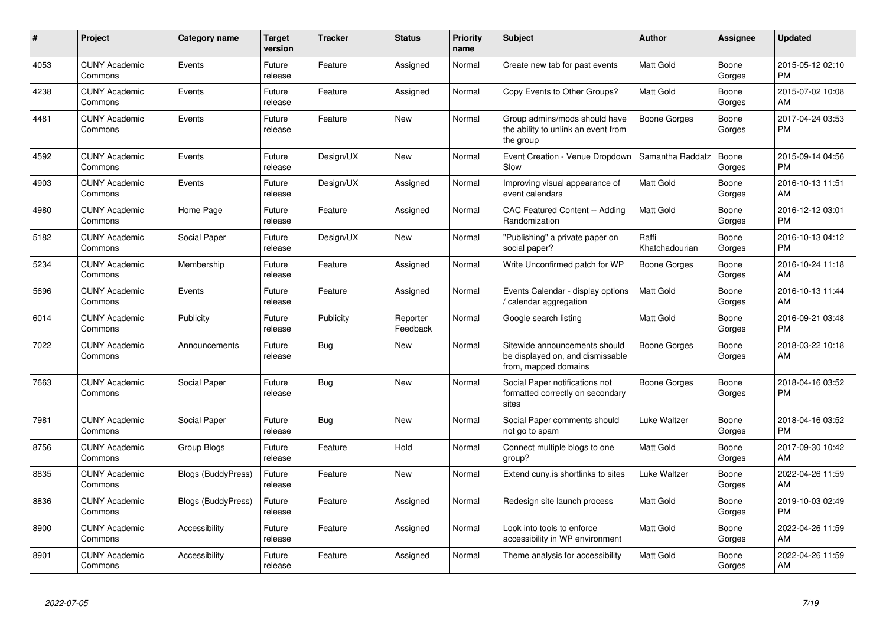| # | Project | Category name | Target version | Tracker | Status | Priority name | Subject | Author | Assignee | Updated |
|---|---|---|---|---|---|---|---|---|---|---|
| 4053 | CUNY Academic Commons | Events | Future release | Feature | Assigned | Normal | Create new tab for past events | Matt Gold | Boone Gorges | 2015-05-12 02:10 PM |
| 4238 | CUNY Academic Commons | Events | Future release | Feature | Assigned | Normal | Copy Events to Other Groups? | Matt Gold | Boone Gorges | 2015-07-02 10:08 AM |
| 4481 | CUNY Academic Commons | Events | Future release | Feature | New | Normal | Group admins/mods should have the ability to unlink an event from the group | Boone Gorges | Boone Gorges | 2017-04-24 03:53 PM |
| 4592 | CUNY Academic Commons | Events | Future release | Design/UX | New | Normal | Event Creation - Venue Dropdown Slow | Samantha Raddatz | Boone Gorges | 2015-09-14 04:56 PM |
| 4903 | CUNY Academic Commons | Events | Future release | Design/UX | Assigned | Normal | Improving visual appearance of event calendars | Matt Gold | Boone Gorges | 2016-10-13 11:51 AM |
| 4980 | CUNY Academic Commons | Home Page | Future release | Feature | Assigned | Normal | CAC Featured Content -- Adding Randomization | Matt Gold | Boone Gorges | 2016-12-12 03:01 PM |
| 5182 | CUNY Academic Commons | Social Paper | Future release | Design/UX | New | Normal | "Publishing" a private paper on social paper? | Raffi Khatchadourian | Boone Gorges | 2016-10-13 04:12 PM |
| 5234 | CUNY Academic Commons | Membership | Future release | Feature | Assigned | Normal | Write Unconfirmed patch for WP | Boone Gorges | Boone Gorges | 2016-10-24 11:18 AM |
| 5696 | CUNY Academic Commons | Events | Future release | Feature | Assigned | Normal | Events Calendar - display options / calendar aggregation | Matt Gold | Boone Gorges | 2016-10-13 11:44 AM |
| 6014 | CUNY Academic Commons | Publicity | Future release | Publicity | Reporter Feedback | Normal | Google search listing | Matt Gold | Boone Gorges | 2016-09-21 03:48 PM |
| 7022 | CUNY Academic Commons | Announcements | Future release | Bug | New | Normal | Sitewide announcements should be displayed on, and dismissable from, mapped domains | Boone Gorges | Boone Gorges | 2018-03-22 10:18 AM |
| 7663 | CUNY Academic Commons | Social Paper | Future release | Bug | New | Normal | Social Paper notifications not formatted correctly on secondary sites | Boone Gorges | Boone Gorges | 2018-04-16 03:52 PM |
| 7981 | CUNY Academic Commons | Social Paper | Future release | Bug | New | Normal | Social Paper comments should not go to spam | Luke Waltzer | Boone Gorges | 2018-04-16 03:52 PM |
| 8756 | CUNY Academic Commons | Group Blogs | Future release | Feature | Hold | Normal | Connect multiple blogs to one group? | Matt Gold | Boone Gorges | 2017-09-30 10:42 AM |
| 8835 | CUNY Academic Commons | Blogs (BuddyPress) | Future release | Feature | New | Normal | Extend cuny.is shortlinks to sites | Luke Waltzer | Boone Gorges | 2022-04-26 11:59 AM |
| 8836 | CUNY Academic Commons | Blogs (BuddyPress) | Future release | Feature | Assigned | Normal | Redesign site launch process | Matt Gold | Boone Gorges | 2019-10-03 02:49 PM |
| 8900 | CUNY Academic Commons | Accessibility | Future release | Feature | Assigned | Normal | Look into tools to enforce accessibility in WP environment | Matt Gold | Boone Gorges | 2022-04-26 11:59 AM |
| 8901 | CUNY Academic Commons | Accessibility | Future release | Feature | Assigned | Normal | Theme analysis for accessibility | Matt Gold | Boone Gorges | 2022-04-26 11:59 AM |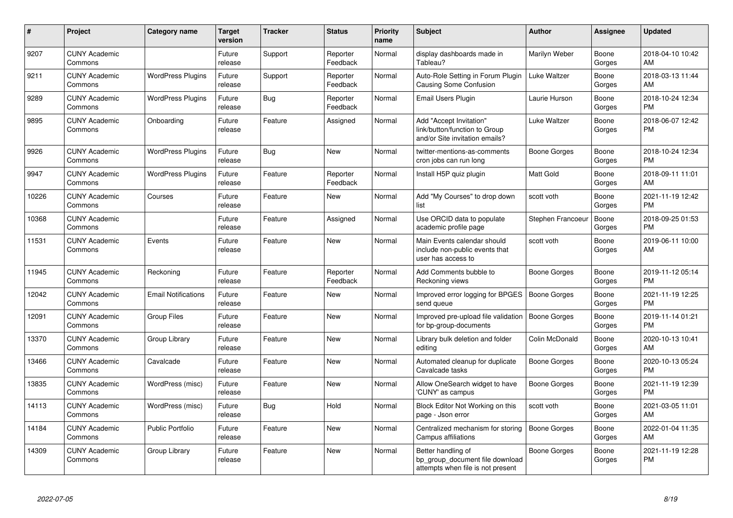| # | Project | Category name | Target version | Tracker | Status | Priority name | Subject | Author | Assignee | Updated |
|---|---|---|---|---|---|---|---|---|---|---|
| 9207 | CUNY Academic Commons | | Future release | Support | Reporter Feedback | Normal | display dashboards made in Tableau? | Marilyn Weber | Boone Gorges | 2018-04-10 10:42 AM |
| 9211 | CUNY Academic Commons | WordPress Plugins | Future release | Support | Reporter Feedback | Normal | Auto-Role Setting in Forum Plugin Causing Some Confusion | Luke Waltzer | Boone Gorges | 2018-03-13 11:44 AM |
| 9289 | CUNY Academic Commons | WordPress Plugins | Future release | Bug | Reporter Feedback | Normal | Email Users Plugin | Laurie Hurson | Boone Gorges | 2018-10-24 12:34 PM |
| 9895 | CUNY Academic Commons | Onboarding | Future release | Feature | Assigned | Normal | Add "Accept Invitation" link/button/function to Group and/or Site invitation emails? | Luke Waltzer | Boone Gorges | 2018-06-07 12:42 PM |
| 9926 | CUNY Academic Commons | WordPress Plugins | Future release | Bug | New | Normal | twitter-mentions-as-comments cron jobs can run long | Boone Gorges | Boone Gorges | 2018-10-24 12:34 PM |
| 9947 | CUNY Academic Commons | WordPress Plugins | Future release | Feature | Reporter Feedback | Normal | Install H5P quiz plugin | Matt Gold | Boone Gorges | 2018-09-11 11:01 AM |
| 10226 | CUNY Academic Commons | Courses | Future release | Feature | New | Normal | Add "My Courses" to drop down list | scott voth | Boone Gorges | 2021-11-19 12:42 PM |
| 10368 | CUNY Academic Commons | | Future release | Feature | Assigned | Normal | Use ORCID data to populate academic profile page | Stephen Francoeur | Boone Gorges | 2018-09-25 01:53 PM |
| 11531 | CUNY Academic Commons | Events | Future release | Feature | New | Normal | Main Events calendar should include non-public events that user has access to | scott voth | Boone Gorges | 2019-06-11 10:00 AM |
| 11945 | CUNY Academic Commons | Reckoning | Future release | Feature | Reporter Feedback | Normal | Add Comments bubble to Reckoning views | Boone Gorges | Boone Gorges | 2019-11-12 05:14 PM |
| 12042 | CUNY Academic Commons | Email Notifications | Future release | Feature | New | Normal | Improved error logging for BPGES send queue | Boone Gorges | Boone Gorges | 2021-11-19 12:25 PM |
| 12091 | CUNY Academic Commons | Group Files | Future release | Feature | New | Normal | Improved pre-upload file validation for bp-group-documents | Boone Gorges | Boone Gorges | 2019-11-14 01:21 PM |
| 13370 | CUNY Academic Commons | Group Library | Future release | Feature | New | Normal | Library bulk deletion and folder editing | Colin McDonald | Boone Gorges | 2020-10-13 10:41 AM |
| 13466 | CUNY Academic Commons | Cavalcade | Future release | Feature | New | Normal | Automated cleanup for duplicate Cavalcade tasks | Boone Gorges | Boone Gorges | 2020-10-13 05:24 PM |
| 13835 | CUNY Academic Commons | WordPress (misc) | Future release | Feature | New | Normal | Allow OneSearch widget to have 'CUNY' as campus | Boone Gorges | Boone Gorges | 2021-11-19 12:39 PM |
| 14113 | CUNY Academic Commons | WordPress (misc) | Future release | Bug | Hold | Normal | Block Editor Not Working on this page - Json error | scott voth | Boone Gorges | 2021-03-05 11:01 AM |
| 14184 | CUNY Academic Commons | Public Portfolio | Future release | Feature | New | Normal | Centralized mechanism for storing Campus affiliations | Boone Gorges | Boone Gorges | 2022-01-04 11:35 AM |
| 14309 | CUNY Academic Commons | Group Library | Future release | Feature | New | Normal | Better handling of bp_group_document file download attempts when file is not present | Boone Gorges | Boone Gorges | 2021-11-19 12:28 PM |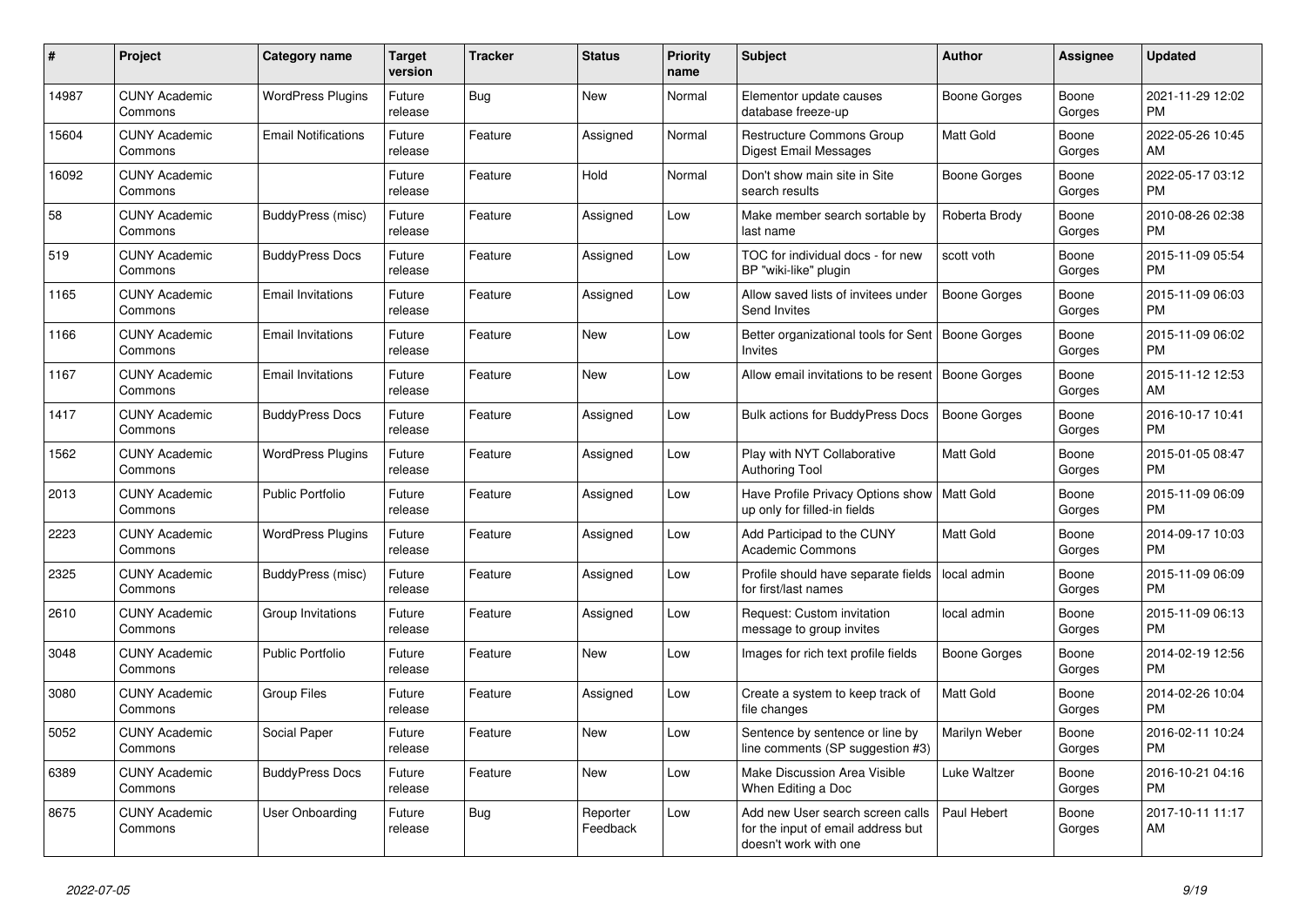| # | Project | Category name | Target version | Tracker | Status | Priority name | Subject | Author | Assignee | Updated |
|---|---|---|---|---|---|---|---|---|---|---|
| 14987 | CUNY Academic Commons | WordPress Plugins | Future release | Bug | New | Normal | Elementor update causes database freeze-up | Boone Gorges | Boone Gorges | 2021-11-29 12:02 PM |
| 15604 | CUNY Academic Commons | Email Notifications | Future release | Feature | Assigned | Normal | Restructure Commons Group Digest Email Messages | Matt Gold | Boone Gorges | 2022-05-26 10:45 AM |
| 16092 | CUNY Academic Commons | | Future release | Feature | Hold | Normal | Don't show main site in Site search results | Boone Gorges | Boone Gorges | 2022-05-17 03:12 PM |
| 58 | CUNY Academic Commons | BuddyPress (misc) | Future release | Feature | Assigned | Low | Make member search sortable by last name | Roberta Brody | Boone Gorges | 2010-08-26 02:38 PM |
| 519 | CUNY Academic Commons | BuddyPress Docs | Future release | Feature | Assigned | Low | TOC for individual docs - for new BP "wiki-like" plugin | scott voth | Boone Gorges | 2015-11-09 05:54 PM |
| 1165 | CUNY Academic Commons | Email Invitations | Future release | Feature | Assigned | Low | Allow saved lists of invitees under Send Invites | Boone Gorges | Boone Gorges | 2015-11-09 06:03 PM |
| 1166 | CUNY Academic Commons | Email Invitations | Future release | Feature | New | Low | Better organizational tools for Sent Invites | Boone Gorges | Boone Gorges | 2015-11-09 06:02 PM |
| 1167 | CUNY Academic Commons | Email Invitations | Future release | Feature | New | Low | Allow email invitations to be resent | Boone Gorges | Boone Gorges | 2015-11-12 12:53 AM |
| 1417 | CUNY Academic Commons | BuddyPress Docs | Future release | Feature | Assigned | Low | Bulk actions for BuddyPress Docs | Boone Gorges | Boone Gorges | 2016-10-17 10:41 PM |
| 1562 | CUNY Academic Commons | WordPress Plugins | Future release | Feature | Assigned | Low | Play with NYT Collaborative Authoring Tool | Matt Gold | Boone Gorges | 2015-01-05 08:47 PM |
| 2013 | CUNY Academic Commons | Public Portfolio | Future release | Feature | Assigned | Low | Have Profile Privacy Options show up only for filled-in fields | Matt Gold | Boone Gorges | 2015-11-09 06:09 PM |
| 2223 | CUNY Academic Commons | WordPress Plugins | Future release | Feature | Assigned | Low | Add Participad to the CUNY Academic Commons | Matt Gold | Boone Gorges | 2014-09-17 10:03 PM |
| 2325 | CUNY Academic Commons | BuddyPress (misc) | Future release | Feature | Assigned | Low | Profile should have separate fields for first/last names | local admin | Boone Gorges | 2015-11-09 06:09 PM |
| 2610 | CUNY Academic Commons | Group Invitations | Future release | Feature | Assigned | Low | Request: Custom invitation message to group invites | local admin | Boone Gorges | 2015-11-09 06:13 PM |
| 3048 | CUNY Academic Commons | Public Portfolio | Future release | Feature | New | Low | Images for rich text profile fields | Boone Gorges | Boone Gorges | 2014-02-19 12:56 PM |
| 3080 | CUNY Academic Commons | Group Files | Future release | Feature | Assigned | Low | Create a system to keep track of file changes | Matt Gold | Boone Gorges | 2014-02-26 10:04 PM |
| 5052 | CUNY Academic Commons | Social Paper | Future release | Feature | New | Low | Sentence by sentence or line by line comments (SP suggestion #3) | Marilyn Weber | Boone Gorges | 2016-02-11 10:24 PM |
| 6389 | CUNY Academic Commons | BuddyPress Docs | Future release | Feature | New | Low | Make Discussion Area Visible When Editing a Doc | Luke Waltzer | Boone Gorges | 2016-10-21 04:16 PM |
| 8675 | CUNY Academic Commons | User Onboarding | Future release | Bug | Reporter Feedback | Low | Add new User search screen calls for the input of email address but doesn't work with one | Paul Hebert | Boone Gorges | 2017-10-11 11:17 AM |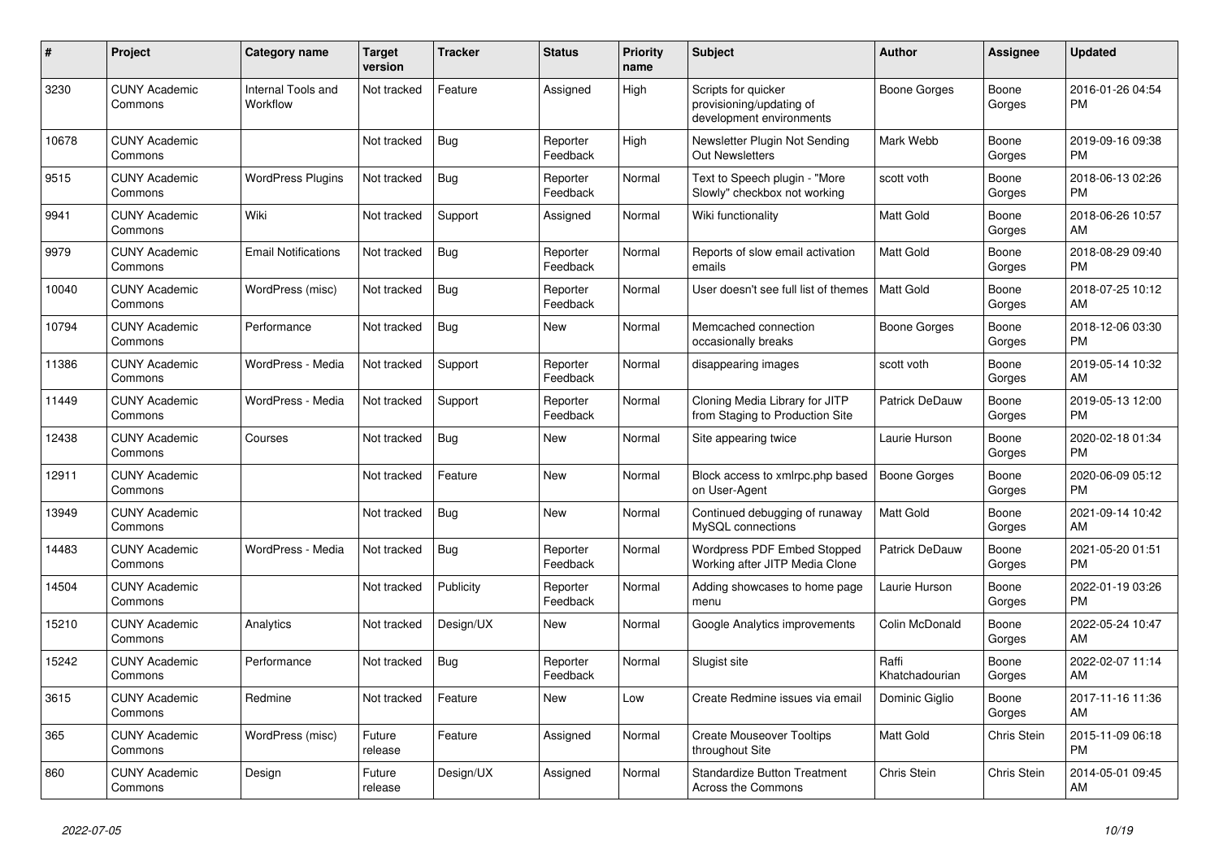| # | Project | Category name | Target version | Tracker | Status | Priority name | Subject | Author | Assignee | Updated |
|---|---|---|---|---|---|---|---|---|---|---|
| 3230 | CUNY Academic Commons | Internal Tools and Workflow | Not tracked | Feature | Assigned | High | Scripts for quicker provisioning/updating of development environments | Boone Gorges | Boone Gorges | 2016-01-26 04:54 PM |
| 10678 | CUNY Academic Commons | | Not tracked | Bug | Reporter Feedback | High | Newsletter Plugin Not Sending Out Newsletters | Mark Webb | Boone Gorges | 2019-09-16 09:38 PM |
| 9515 | CUNY Academic Commons | WordPress Plugins | Not tracked | Bug | Reporter Feedback | Normal | Text to Speech plugin - "More Slowly" checkbox not working | scott voth | Boone Gorges | 2018-06-13 02:26 PM |
| 9941 | CUNY Academic Commons | Wiki | Not tracked | Support | Assigned | Normal | Wiki functionality | Matt Gold | Boone Gorges | 2018-06-26 10:57 AM |
| 9979 | CUNY Academic Commons | Email Notifications | Not tracked | Bug | Reporter Feedback | Normal | Reports of slow email activation emails | Matt Gold | Boone Gorges | 2018-08-29 09:40 PM |
| 10040 | CUNY Academic Commons | WordPress (misc) | Not tracked | Bug | Reporter Feedback | Normal | User doesn't see full list of themes | Matt Gold | Boone Gorges | 2018-07-25 10:12 AM |
| 10794 | CUNY Academic Commons | Performance | Not tracked | Bug | New | Normal | Memcached connection occasionally breaks | Boone Gorges | Boone Gorges | 2018-12-06 03:30 PM |
| 11386 | CUNY Academic Commons | WordPress - Media | Not tracked | Support | Reporter Feedback | Normal | disappearing images | scott voth | Boone Gorges | 2019-05-14 10:32 AM |
| 11449 | CUNY Academic Commons | WordPress - Media | Not tracked | Support | Reporter Feedback | Normal | Cloning Media Library for JITP from Staging to Production Site | Patrick DeDauw | Boone Gorges | 2019-05-13 12:00 PM |
| 12438 | CUNY Academic Commons | Courses | Not tracked | Bug | New | Normal | Site appearing twice | Laurie Hurson | Boone Gorges | 2020-02-18 01:34 PM |
| 12911 | CUNY Academic Commons | | Not tracked | Feature | New | Normal | Block access to xmlrpc.php based on User-Agent | Boone Gorges | Boone Gorges | 2020-06-09 05:12 PM |
| 13949 | CUNY Academic Commons | | Not tracked | Bug | New | Normal | Continued debugging of runaway MySQL connections | Matt Gold | Boone Gorges | 2021-09-14 10:42 AM |
| 14483 | CUNY Academic Commons | WordPress - Media | Not tracked | Bug | Reporter Feedback | Normal | Wordpress PDF Embed Stopped Working after JITP Media Clone | Patrick DeDauw | Boone Gorges | 2021-05-20 01:51 PM |
| 14504 | CUNY Academic Commons | | Not tracked | Publicity | Reporter Feedback | Normal | Adding showcases to home page menu | Laurie Hurson | Boone Gorges | 2022-01-19 03:26 PM |
| 15210 | CUNY Academic Commons | Analytics | Not tracked | Design/UX | New | Normal | Google Analytics improvements | Colin McDonald | Boone Gorges | 2022-05-24 10:47 AM |
| 15242 | CUNY Academic Commons | Performance | Not tracked | Bug | Reporter Feedback | Normal | Slugist site | Raffi Khatchadourian | Boone Gorges | 2022-02-07 11:14 AM |
| 3615 | CUNY Academic Commons | Redmine | Not tracked | Feature | New | Low | Create Redmine issues via email | Dominic Giglio | Boone Gorges | 2017-11-16 11:36 AM |
| 365 | CUNY Academic Commons | WordPress (misc) | Future release | Feature | Assigned | Normal | Create Mouseover Tooltips throughout Site | Matt Gold | Chris Stein | 2015-11-09 06:18 PM |
| 860 | CUNY Academic Commons | Design | Future release | Design/UX | Assigned | Normal | Standardize Button Treatment Across the Commons | Chris Stein | Chris Stein | 2014-05-01 09:45 AM |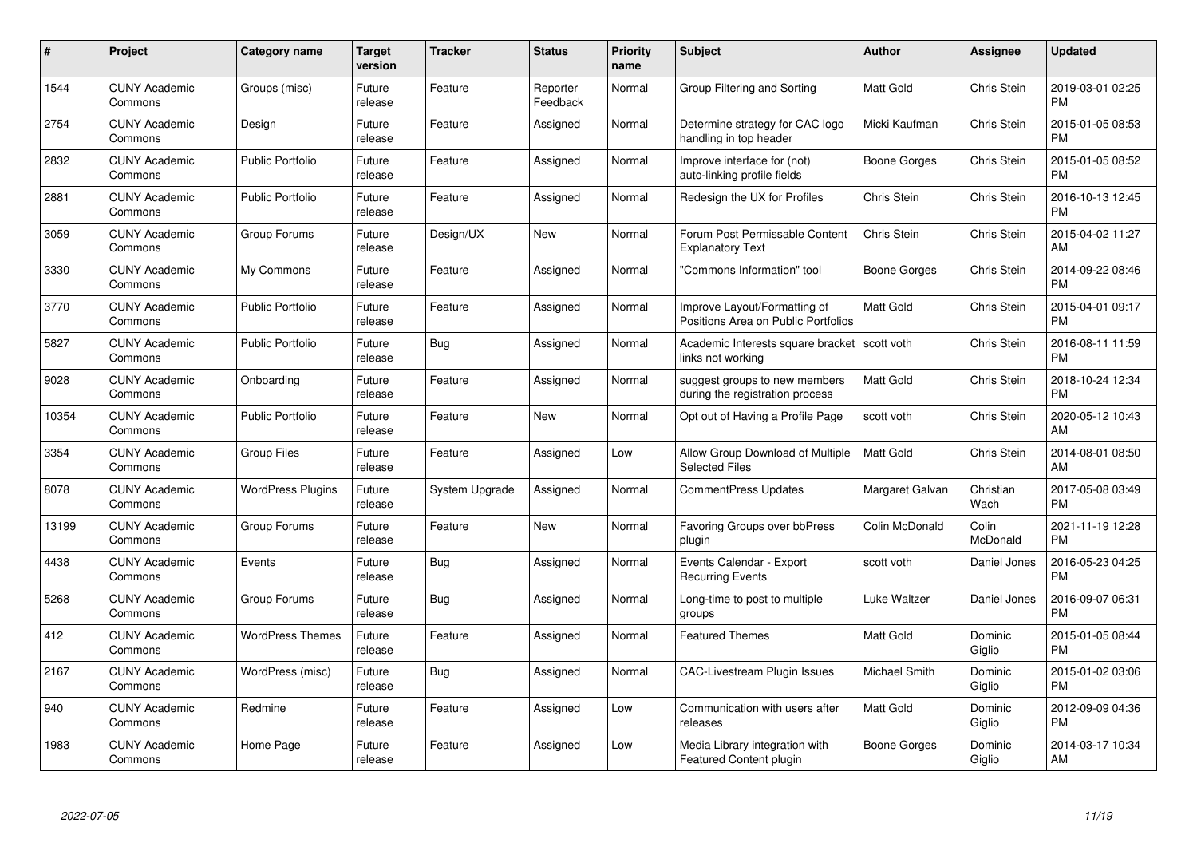| # | Project | Category name | Target version | Tracker | Status | Priority name | Subject | Author | Assignee | Updated |
|---|---|---|---|---|---|---|---|---|---|---|
| 1544 | CUNY Academic Commons | Groups (misc) | Future release | Feature | Reporter Feedback | Normal | Group Filtering and Sorting | Matt Gold | Chris Stein | 2019-03-01 02:25 PM |
| 2754 | CUNY Academic Commons | Design | Future release | Feature | Assigned | Normal | Determine strategy for CAC logo handling in top header | Micki Kaufman | Chris Stein | 2015-01-05 08:53 PM |
| 2832 | CUNY Academic Commons | Public Portfolio | Future release | Feature | Assigned | Normal | Improve interface for (not) auto-linking profile fields | Boone Gorges | Chris Stein | 2015-01-05 08:52 PM |
| 2881 | CUNY Academic Commons | Public Portfolio | Future release | Feature | Assigned | Normal | Redesign the UX for Profiles | Chris Stein | Chris Stein | 2016-10-13 12:45 PM |
| 3059 | CUNY Academic Commons | Group Forums | Future release | Design/UX | New | Normal | Forum Post Permissable Content Explanatory Text | Chris Stein | Chris Stein | 2015-04-02 11:27 AM |
| 3330 | CUNY Academic Commons | My Commons | Future release | Feature | Assigned | Normal | "Commons Information" tool | Boone Gorges | Chris Stein | 2014-09-22 08:46 PM |
| 3770 | CUNY Academic Commons | Public Portfolio | Future release | Feature | Assigned | Normal | Improve Layout/Formatting of Positions Area on Public Portfolios | Matt Gold | Chris Stein | 2015-04-01 09:17 PM |
| 5827 | CUNY Academic Commons | Public Portfolio | Future release | Bug | Assigned | Normal | Academic Interests square bracket links not working | scott voth | Chris Stein | 2016-08-11 11:59 PM |
| 9028 | CUNY Academic Commons | Onboarding | Future release | Feature | Assigned | Normal | suggest groups to new members during the registration process | Matt Gold | Chris Stein | 2018-10-24 12:34 PM |
| 10354 | CUNY Academic Commons | Public Portfolio | Future release | Feature | New | Normal | Opt out of Having a Profile Page | scott voth | Chris Stein | 2020-05-12 10:43 AM |
| 3354 | CUNY Academic Commons | Group Files | Future release | Feature | Assigned | Low | Allow Group Download of Multiple Selected Files | Matt Gold | Chris Stein | 2014-08-01 08:50 AM |
| 8078 | CUNY Academic Commons | WordPress Plugins | Future release | System Upgrade | Assigned | Normal | CommentPress Updates | Margaret Galvan | Christian Wach | 2017-05-08 03:49 PM |
| 13199 | CUNY Academic Commons | Group Forums | Future release | Feature | New | Normal | Favoring Groups over bbPress plugin | Colin McDonald | Colin McDonald | 2021-11-19 12:28 PM |
| 4438 | CUNY Academic Commons | Events | Future release | Bug | Assigned | Normal | Events Calendar - Export Recurring Events | scott voth | Daniel Jones | 2016-05-23 04:25 PM |
| 5268 | CUNY Academic Commons | Group Forums | Future release | Bug | Assigned | Normal | Long-time to post to multiple groups | Luke Waltzer | Daniel Jones | 2016-09-07 06:31 PM |
| 412 | CUNY Academic Commons | WordPress Themes | Future release | Feature | Assigned | Normal | Featured Themes | Matt Gold | Dominic Giglio | 2015-01-05 08:44 PM |
| 2167 | CUNY Academic Commons | WordPress (misc) | Future release | Bug | Assigned | Normal | CAC-Livestream Plugin Issues | Michael Smith | Dominic Giglio | 2015-01-02 03:06 PM |
| 940 | CUNY Academic Commons | Redmine | Future release | Feature | Assigned | Low | Communication with users after releases | Matt Gold | Dominic Giglio | 2012-09-09 04:36 PM |
| 1983 | CUNY Academic Commons | Home Page | Future release | Feature | Assigned | Low | Media Library integration with Featured Content plugin | Boone Gorges | Dominic Giglio | 2014-03-17 10:34 AM |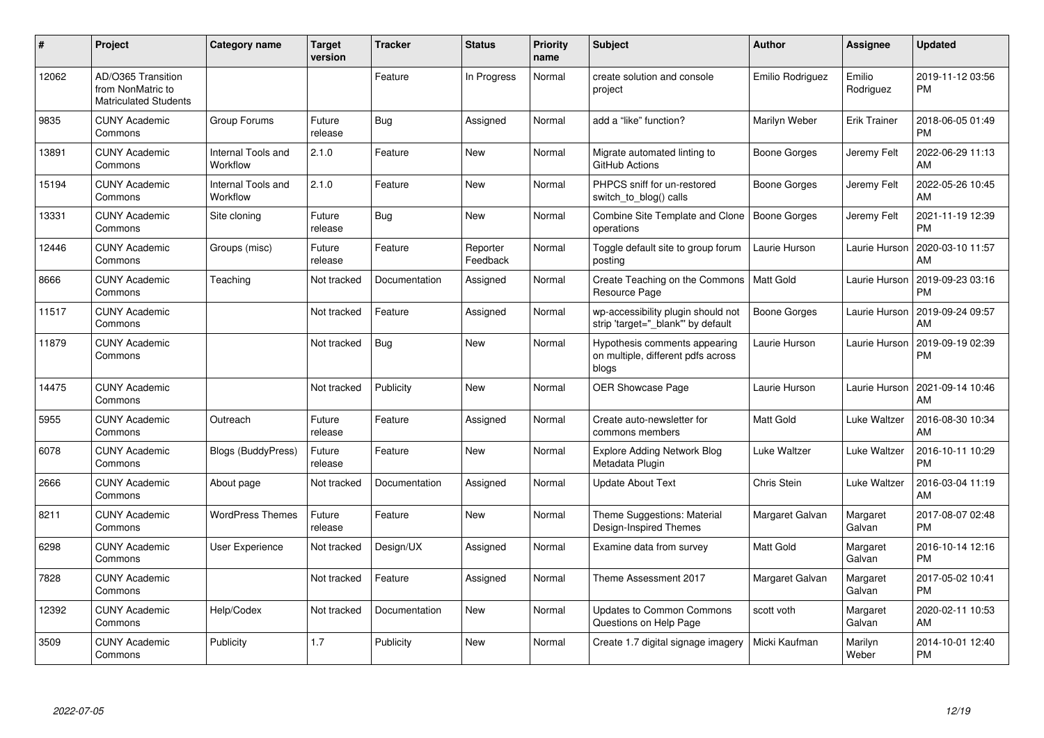| # | Project | Category name | Target version | Tracker | Status | Priority name | Subject | Author | Assignee | Updated |
|---|---|---|---|---|---|---|---|---|---|---|
| 12062 | AD/O365 Transition from NonMatric to Matriculated Students | | | Feature | In Progress | Normal | create solution and console project | Emilio Rodriguez | Emilio Rodriguez | 2019-11-12 03:56 PM |
| 9835 | CUNY Academic Commons | Group Forums | Future release | Bug | Assigned | Normal | add a "like" function? | Marilyn Weber | Erik Trainer | 2018-06-05 01:49 PM |
| 13891 | CUNY Academic Commons | Internal Tools and Workflow | 2.1.0 | Feature | New | Normal | Migrate automated linting to GitHub Actions | Boone Gorges | Jeremy Felt | 2022-06-29 11:13 AM |
| 15194 | CUNY Academic Commons | Internal Tools and Workflow | 2.1.0 | Feature | New | Normal | PHPCS sniff for un-restored switch_to_blog() calls | Boone Gorges | Jeremy Felt | 2022-05-26 10:45 AM |
| 13331 | CUNY Academic Commons | Site cloning | Future release | Bug | New | Normal | Combine Site Template and Clone operations | Boone Gorges | Jeremy Felt | 2021-11-19 12:39 PM |
| 12446 | CUNY Academic Commons | Groups (misc) | Future release | Feature | Reporter Feedback | Normal | Toggle default site to group forum posting | Laurie Hurson | Laurie Hurson | 2020-03-10 11:57 AM |
| 8666 | CUNY Academic Commons | Teaching | Not tracked | Documentation | Assigned | Normal | Create Teaching on the Commons Resource Page | Matt Gold | Laurie Hurson | 2019-09-23 03:16 PM |
| 11517 | CUNY Academic Commons | | Not tracked | Feature | Assigned | Normal | wp-accessibility plugin should not strip 'target="_blank"' by default | Boone Gorges | Laurie Hurson | 2019-09-24 09:57 AM |
| 11879 | CUNY Academic Commons | | Not tracked | Bug | New | Normal | Hypothesis comments appearing on multiple, different pdfs across blogs | Laurie Hurson | Laurie Hurson | 2019-09-19 02:39 PM |
| 14475 | CUNY Academic Commons | | Not tracked | Publicity | New | Normal | OER Showcase Page | Laurie Hurson | Laurie Hurson | 2021-09-14 10:46 AM |
| 5955 | CUNY Academic Commons | Outreach | Future release | Feature | Assigned | Normal | Create auto-newsletter for commons members | Matt Gold | Luke Waltzer | 2016-08-30 10:34 AM |
| 6078 | CUNY Academic Commons | Blogs (BuddyPress) | Future release | Feature | New | Normal | Explore Adding Network Blog Metadata Plugin | Luke Waltzer | Luke Waltzer | 2016-10-11 10:29 PM |
| 2666 | CUNY Academic Commons | About page | Not tracked | Documentation | Assigned | Normal | Update About Text | Chris Stein | Luke Waltzer | 2016-03-04 11:19 AM |
| 8211 | CUNY Academic Commons | WordPress Themes | Future release | Feature | New | Normal | Theme Suggestions: Material Design-Inspired Themes | Margaret Galvan | Margaret Galvan | 2017-08-07 02:48 PM |
| 6298 | CUNY Academic Commons | User Experience | Not tracked | Design/UX | Assigned | Normal | Examine data from survey | Matt Gold | Margaret Galvan | 2016-10-14 12:16 PM |
| 7828 | CUNY Academic Commons | | Not tracked | Feature | Assigned | Normal | Theme Assessment 2017 | Margaret Galvan | Margaret Galvan | 2017-05-02 10:41 PM |
| 12392 | CUNY Academic Commons | Help/Codex | Not tracked | Documentation | New | Normal | Updates to Common Commons Questions on Help Page | scott voth | Margaret Galvan | 2020-02-11 10:53 AM |
| 3509 | CUNY Academic Commons | Publicity | 1.7 | Publicity | New | Normal | Create 1.7 digital signage imagery | Micki Kaufman | Marilyn Weber | 2014-10-01 12:40 PM |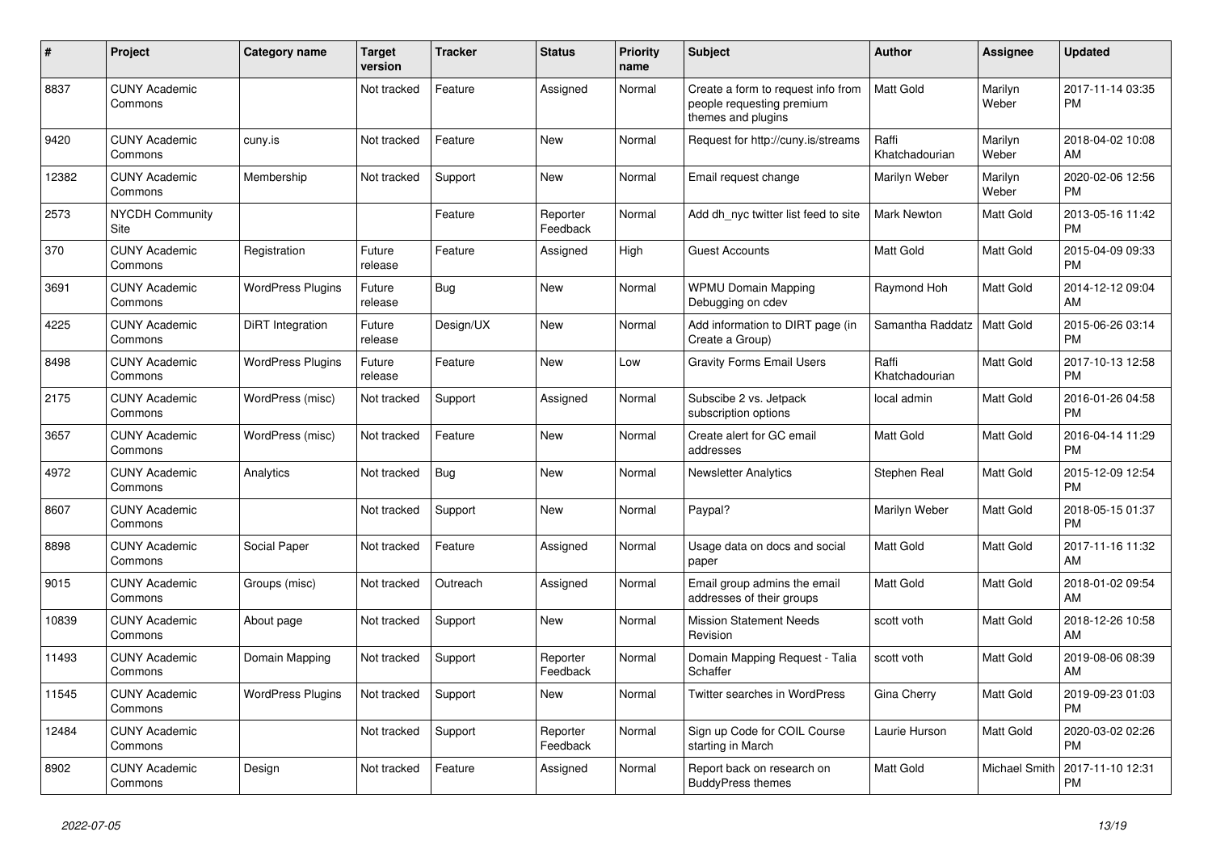| # | Project | Category name | Target version | Tracker | Status | Priority name | Subject | Author | Assignee | Updated |
|---|---|---|---|---|---|---|---|---|---|---|
| 8837 | CUNY Academic Commons | | Not tracked | Feature | Assigned | Normal | Create a form to request info from people requesting premium themes and plugins | Matt Gold | Marilyn Weber | 2017-11-14 03:35 PM |
| 9420 | CUNY Academic Commons | cuny.is | Not tracked | Feature | New | Normal | Request for http://cuny.is/streams | Raffi Khatchadourian | Marilyn Weber | 2018-04-02 10:08 AM |
| 12382 | CUNY Academic Commons | Membership | Not tracked | Support | New | Normal | Email request change | Marilyn Weber | Marilyn Weber | 2020-02-06 12:56 PM |
| 2573 | NYCDH Community Site | | | Feature | Reporter Feedback | Normal | Add dh_nyc twitter list feed to site | Mark Newton | Matt Gold | 2013-05-16 11:42 PM |
| 370 | CUNY Academic Commons | Registration | Future release | Feature | Assigned | High | Guest Accounts | Matt Gold | Matt Gold | 2015-04-09 09:33 PM |
| 3691 | CUNY Academic Commons | WordPress Plugins | Future release | Bug | New | Normal | WPMU Domain Mapping Debugging on cdev | Raymond Hoh | Matt Gold | 2014-12-12 09:04 AM |
| 4225 | CUNY Academic Commons | DiRT Integration | Future release | Design/UX | New | Normal | Add information to DIRT page (in Create a Group) | Samantha Raddatz | Matt Gold | 2015-06-26 03:14 PM |
| 8498 | CUNY Academic Commons | WordPress Plugins | Future release | Feature | New | Low | Gravity Forms Email Users | Raffi Khatchadourian | Matt Gold | 2017-10-13 12:58 PM |
| 2175 | CUNY Academic Commons | WordPress (misc) | Not tracked | Support | Assigned | Normal | Subscibe 2 vs. Jetpack subscription options | local admin | Matt Gold | 2016-01-26 04:58 PM |
| 3657 | CUNY Academic Commons | WordPress (misc) | Not tracked | Feature | New | Normal | Create alert for GC email addresses | Matt Gold | Matt Gold | 2016-04-14 11:29 PM |
| 4972 | CUNY Academic Commons | Analytics | Not tracked | Bug | New | Normal | Newsletter Analytics | Stephen Real | Matt Gold | 2015-12-09 12:54 PM |
| 8607 | CUNY Academic Commons | | Not tracked | Support | New | Normal | Paypal? | Marilyn Weber | Matt Gold | 2018-05-15 01:37 PM |
| 8898 | CUNY Academic Commons | Social Paper | Not tracked | Feature | Assigned | Normal | Usage data on docs and social paper | Matt Gold | Matt Gold | 2017-11-16 11:32 AM |
| 9015 | CUNY Academic Commons | Groups (misc) | Not tracked | Outreach | Assigned | Normal | Email group admins the email addresses of their groups | Matt Gold | Matt Gold | 2018-01-02 09:54 AM |
| 10839 | CUNY Academic Commons | About page | Not tracked | Support | New | Normal | Mission Statement Needs Revision | scott voth | Matt Gold | 2018-12-26 10:58 AM |
| 11493 | CUNY Academic Commons | Domain Mapping | Not tracked | Support | Reporter Feedback | Normal | Domain Mapping Request - Talia Schaffer | scott voth | Matt Gold | 2019-08-06 08:39 AM |
| 11545 | CUNY Academic Commons | WordPress Plugins | Not tracked | Support | New | Normal | Twitter searches in WordPress | Gina Cherry | Matt Gold | 2019-09-23 01:03 PM |
| 12484 | CUNY Academic Commons | | Not tracked | Support | Reporter Feedback | Normal | Sign up Code for COIL Course starting in March | Laurie Hurson | Matt Gold | 2020-03-02 02:26 PM |
| 8902 | CUNY Academic Commons | Design | Not tracked | Feature | Assigned | Normal | Report back on research on BuddyPress themes | Matt Gold | Michael Smith | 2017-11-10 12:31 PM |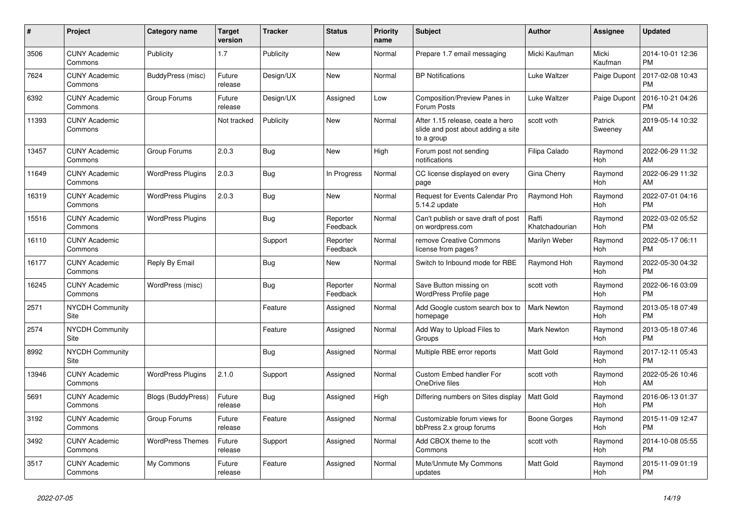| # | Project | Category name | Target version | Tracker | Status | Priority name | Subject | Author | Assignee | Updated |
|---|---|---|---|---|---|---|---|---|---|---|
| 3506 | CUNY Academic Commons | Publicity | 1.7 | Publicity | New | Normal | Prepare 1.7 email messaging | Micki Kaufman | Micki Kaufman | 2014-10-01 12:36 PM |
| 7624 | CUNY Academic Commons | BuddyPress (misc) | Future release | Design/UX | New | Normal | BP Notifications | Luke Waltzer | Paige Dupont | 2017-02-08 10:43 PM |
| 6392 | CUNY Academic Commons | Group Forums | Future release | Design/UX | Assigned | Low | Composition/Preview Panes in Forum Posts | Luke Waltzer | Paige Dupont | 2016-10-21 04:26 PM |
| 11393 | CUNY Academic Commons | | Not tracked | Publicity | New | Normal | After 1.15 release, ceate a hero slide and post about adding a site to a group | scott voth | Patrick Sweeney | 2019-05-14 10:32 AM |
| 13457 | CUNY Academic Commons | Group Forums | 2.0.3 | Bug | New | High | Forum post not sending notifications | Filipa Calado | Raymond Hoh | 2022-06-29 11:32 AM |
| 11649 | CUNY Academic Commons | WordPress Plugins | 2.0.3 | Bug | In Progress | Normal | CC license displayed on every page | Gina Cherry | Raymond Hoh | 2022-06-29 11:32 AM |
| 16319 | CUNY Academic Commons | WordPress Plugins | 2.0.3 | Bug | New | Normal | Request for Events Calendar Pro 5.14.2 update | Raymond Hoh | Raymond Hoh | 2022-07-01 04:16 PM |
| 15516 | CUNY Academic Commons | WordPress Plugins | | Bug | Reporter Feedback | Normal | Can't publish or save draft of post on wordpress.com | Raffi Khatchadourian | Raymond Hoh | 2022-03-02 05:52 PM |
| 16110 | CUNY Academic Commons | | | Support | Reporter Feedback | Normal | remove Creative Commons license from pages? | Marilyn Weber | Raymond Hoh | 2022-05-17 06:11 PM |
| 16177 | CUNY Academic Commons | Reply By Email | | Bug | New | Normal | Switch to Inbound mode for RBE | Raymond Hoh | Raymond Hoh | 2022-05-30 04:32 PM |
| 16245 | CUNY Academic Commons | WordPress (misc) | | Bug | Reporter Feedback | Normal | Save Button missing on WordPress Profile page | scott voth | Raymond Hoh | 2022-06-16 03:09 PM |
| 2571 | NYCDH Community Site | | | Feature | Assigned | Normal | Add Google custom search box to homepage | Mark Newton | Raymond Hoh | 2013-05-18 07:49 PM |
| 2574 | NYCDH Community Site | | | Feature | Assigned | Normal | Add Way to Upload Files to Groups | Mark Newton | Raymond Hoh | 2013-05-18 07:46 PM |
| 8992 | NYCDH Community Site | | | Bug | Assigned | Normal | Multiple RBE error reports | Matt Gold | Raymond Hoh | 2017-12-11 05:43 PM |
| 13946 | CUNY Academic Commons | WordPress Plugins | 2.1.0 | Support | Assigned | Normal | Custom Embed handler For OneDrive files | scott voth | Raymond Hoh | 2022-05-26 10:46 AM |
| 5691 | CUNY Academic Commons | Blogs (BuddyPress) | Future release | Bug | Assigned | High | Differing numbers on Sites display | Matt Gold | Raymond Hoh | 2016-06-13 01:37 PM |
| 3192 | CUNY Academic Commons | Group Forums | Future release | Feature | Assigned | Normal | Customizable forum views for bbPress 2.x group forums | Boone Gorges | Raymond Hoh | 2015-11-09 12:47 PM |
| 3492 | CUNY Academic Commons | WordPress Themes | Future release | Support | Assigned | Normal | Add CBOX theme to the Commons | scott voth | Raymond Hoh | 2014-10-08 05:55 PM |
| 3517 | CUNY Academic Commons | My Commons | Future release | Feature | Assigned | Normal | Mute/Unmute My Commons updates | Matt Gold | Raymond Hoh | 2015-11-09 01:19 PM |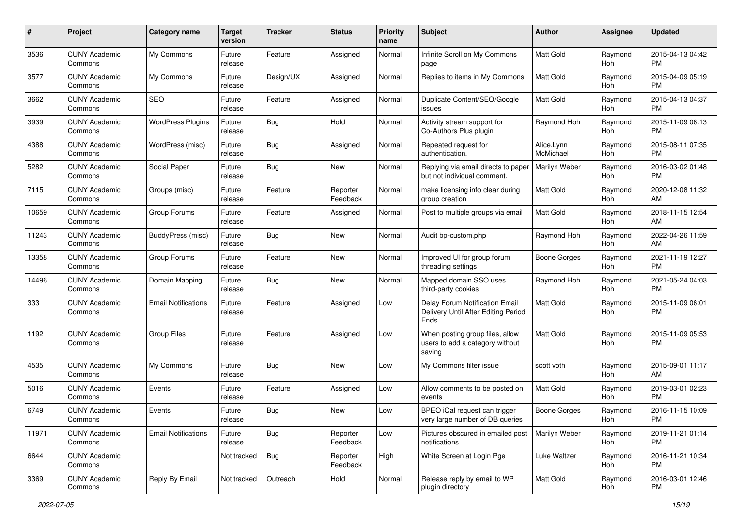| # | Project | Category name | Target version | Tracker | Status | Priority name | Subject | Author | Assignee | Updated |
|---|---|---|---|---|---|---|---|---|---|---|
| 3536 | CUNY Academic Commons | My Commons | Future release | Feature | Assigned | Normal | Infinite Scroll on My Commons page | Matt Gold | Raymond Hoh | 2015-04-13 04:42 PM |
| 3577 | CUNY Academic Commons | My Commons | Future release | Design/UX | Assigned | Normal | Replies to items in My Commons | Matt Gold | Raymond Hoh | 2015-04-09 05:19 PM |
| 3662 | CUNY Academic Commons | SEO | Future release | Feature | Assigned | Normal | Duplicate Content/SEO/Google issues | Matt Gold | Raymond Hoh | 2015-04-13 04:37 PM |
| 3939 | CUNY Academic Commons | WordPress Plugins | Future release | Bug | Hold | Normal | Activity stream support for Co-Authors Plus plugin | Raymond Hoh | Raymond Hoh | 2015-11-09 06:13 PM |
| 4388 | CUNY Academic Commons | WordPress (misc) | Future release | Bug | Assigned | Normal | Repeated request for authentication. | Alice.Lynn McMichael | Raymond Hoh | 2015-08-11 07:35 PM |
| 5282 | CUNY Academic Commons | Social Paper | Future release | Bug | New | Normal | Replying via email directs to paper but not individual comment. | Marilyn Weber | Raymond Hoh | 2016-03-02 01:48 PM |
| 7115 | CUNY Academic Commons | Groups (misc) | Future release | Feature | Reporter Feedback | Normal | make licensing info clear during group creation | Matt Gold | Raymond Hoh | 2020-12-08 11:32 AM |
| 10659 | CUNY Academic Commons | Group Forums | Future release | Feature | Assigned | Normal | Post to multiple groups via email | Matt Gold | Raymond Hoh | 2018-11-15 12:54 AM |
| 11243 | CUNY Academic Commons | BuddyPress (misc) | Future release | Bug | New | Normal | Audit bp-custom.php | Raymond Hoh | Raymond Hoh | 2022-04-26 11:59 AM |
| 13358 | CUNY Academic Commons | Group Forums | Future release | Feature | New | Normal | Improved UI for group forum threading settings | Boone Gorges | Raymond Hoh | 2021-11-19 12:27 PM |
| 14496 | CUNY Academic Commons | Domain Mapping | Future release | Bug | New | Normal | Mapped domain SSO uses third-party cookies | Raymond Hoh | Raymond Hoh | 2021-05-24 04:03 PM |
| 333 | CUNY Academic Commons | Email Notifications | Future release | Feature | Assigned | Low | Delay Forum Notification Email Delivery Until After Editing Period Ends | Matt Gold | Raymond Hoh | 2015-11-09 06:01 PM |
| 1192 | CUNY Academic Commons | Group Files | Future release | Feature | Assigned | Low | When posting group files, allow users to add a category without saving | Matt Gold | Raymond Hoh | 2015-11-09 05:53 PM |
| 4535 | CUNY Academic Commons | My Commons | Future release | Bug | New | Low | My Commons filter issue | scott voth | Raymond Hoh | 2015-09-01 11:17 AM |
| 5016 | CUNY Academic Commons | Events | Future release | Feature | Assigned | Low | Allow comments to be posted on events | Matt Gold | Raymond Hoh | 2019-03-01 02:23 PM |
| 6749 | CUNY Academic Commons | Events | Future release | Bug | New | Low | BPEO iCal request can trigger very large number of DB queries | Boone Gorges | Raymond Hoh | 2016-11-15 10:09 PM |
| 11971 | CUNY Academic Commons | Email Notifications | Future release | Bug | Reporter Feedback | Low | Pictures obscured in emailed post notifications | Marilyn Weber | Raymond Hoh | 2019-11-21 01:14 PM |
| 6644 | CUNY Academic Commons | | Not tracked | Bug | Reporter Feedback | High | White Screen at Login Pge | Luke Waltzer | Raymond Hoh | 2016-11-21 10:34 PM |
| 3369 | CUNY Academic Commons | Reply By Email | Not tracked | Outreach | Hold | Normal | Release reply by email to WP plugin directory | Matt Gold | Raymond Hoh | 2016-03-01 12:46 PM |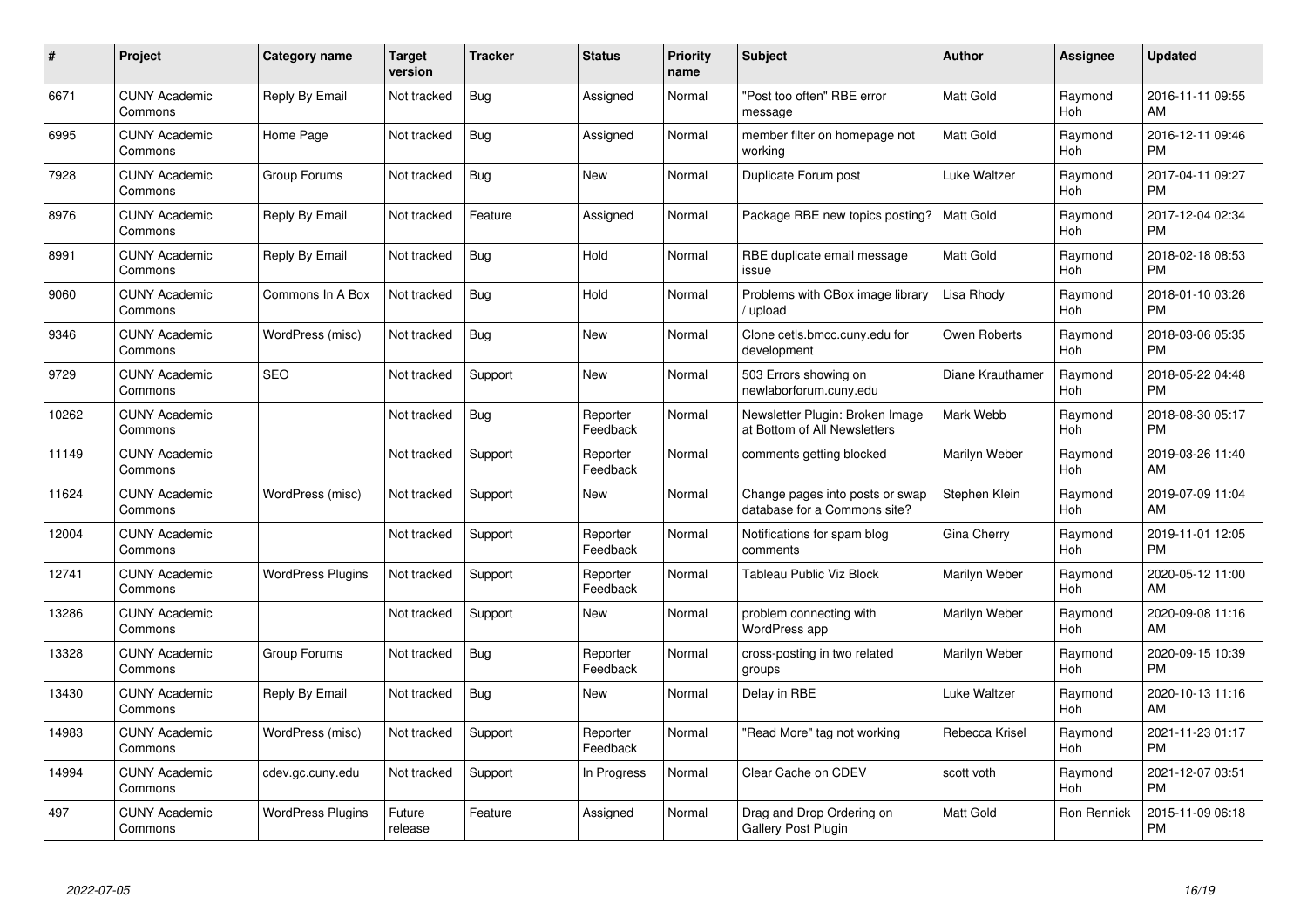| # | Project | Category name | Target version | Tracker | Status | Priority name | Subject | Author | Assignee | Updated |
|---|---|---|---|---|---|---|---|---|---|---|
| 6671 | CUNY Academic Commons | Reply By Email | Not tracked | Bug | Assigned | Normal | "Post too often" RBE error message | Matt Gold | Raymond Hoh | 2016-11-11 09:55 AM |
| 6995 | CUNY Academic Commons | Home Page | Not tracked | Bug | Assigned | Normal | member filter on homepage not working | Matt Gold | Raymond Hoh | 2016-12-11 09:46 PM |
| 7928 | CUNY Academic Commons | Group Forums | Not tracked | Bug | New | Normal | Duplicate Forum post | Luke Waltzer | Raymond Hoh | 2017-04-11 09:27 PM |
| 8976 | CUNY Academic Commons | Reply By Email | Not tracked | Feature | Assigned | Normal | Package RBE new topics posting? | Matt Gold | Raymond Hoh | 2017-12-04 02:34 PM |
| 8991 | CUNY Academic Commons | Reply By Email | Not tracked | Bug | Hold | Normal | RBE duplicate email message issue | Matt Gold | Raymond Hoh | 2018-02-18 08:53 PM |
| 9060 | CUNY Academic Commons | Commons In A Box | Not tracked | Bug | Hold | Normal | Problems with CBox image library / upload | Lisa Rhody | Raymond Hoh | 2018-01-10 03:26 PM |
| 9346 | CUNY Academic Commons | WordPress (misc) | Not tracked | Bug | New | Normal | Clone cetls.bmcc.cuny.edu for development | Owen Roberts | Raymond Hoh | 2018-03-06 05:35 PM |
| 9729 | CUNY Academic Commons | SEO | Not tracked | Support | New | Normal | 503 Errors showing on newlaborforum.cuny.edu | Diane Krauthamer | Raymond Hoh | 2018-05-22 04:48 PM |
| 10262 | CUNY Academic Commons | | Not tracked | Bug | Reporter Feedback | Normal | Newsletter Plugin: Broken Image at Bottom of All Newsletters | Mark Webb | Raymond Hoh | 2018-08-30 05:17 PM |
| 11149 | CUNY Academic Commons | | Not tracked | Support | Reporter Feedback | Normal | comments getting blocked | Marilyn Weber | Raymond Hoh | 2019-03-26 11:40 AM |
| 11624 | CUNY Academic Commons | WordPress (misc) | Not tracked | Support | New | Normal | Change pages into posts or swap database for a Commons site? | Stephen Klein | Raymond Hoh | 2019-07-09 11:04 AM |
| 12004 | CUNY Academic Commons | | Not tracked | Support | Reporter Feedback | Normal | Notifications for spam blog comments | Gina Cherry | Raymond Hoh | 2019-11-01 12:05 PM |
| 12741 | CUNY Academic Commons | WordPress Plugins | Not tracked | Support | Reporter Feedback | Normal | Tableau Public Viz Block | Marilyn Weber | Raymond Hoh | 2020-05-12 11:00 AM |
| 13286 | CUNY Academic Commons | | Not tracked | Support | New | Normal | problem connecting with WordPress app | Marilyn Weber | Raymond Hoh | 2020-09-08 11:16 AM |
| 13328 | CUNY Academic Commons | Group Forums | Not tracked | Bug | Reporter Feedback | Normal | cross-posting in two related groups | Marilyn Weber | Raymond Hoh | 2020-09-15 10:39 PM |
| 13430 | CUNY Academic Commons | Reply By Email | Not tracked | Bug | New | Normal | Delay in RBE | Luke Waltzer | Raymond Hoh | 2020-10-13 11:16 AM |
| 14983 | CUNY Academic Commons | WordPress (misc) | Not tracked | Support | Reporter Feedback | Normal | "Read More" tag not working | Rebecca Krisel | Raymond Hoh | 2021-11-23 01:17 PM |
| 14994 | CUNY Academic Commons | cdev.gc.cuny.edu | Not tracked | Support | In Progress | Normal | Clear Cache on CDEV | scott voth | Raymond Hoh | 2021-12-07 03:51 PM |
| 497 | CUNY Academic Commons | WordPress Plugins | Future release | Feature | Assigned | Normal | Drag and Drop Ordering on Gallery Post Plugin | Matt Gold | Ron Rennick | 2015-11-09 06:18 PM |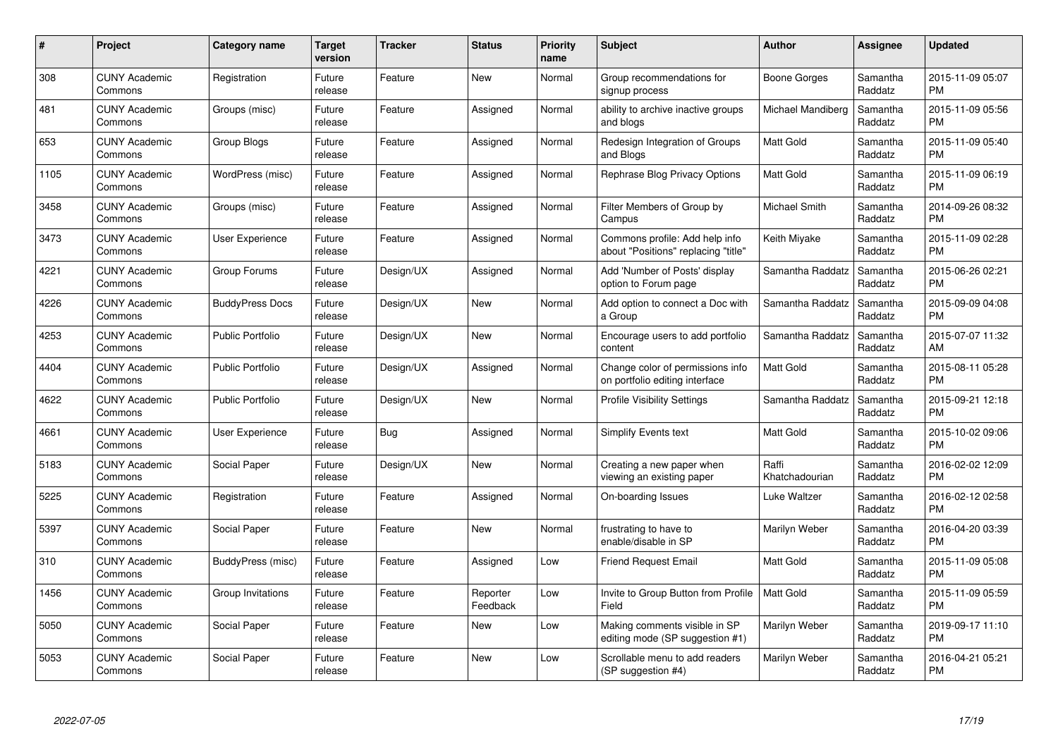| # | Project | Category name | Target version | Tracker | Status | Priority name | Subject | Author | Assignee | Updated |
|---|---|---|---|---|---|---|---|---|---|---|
| 308 | CUNY Academic Commons | Registration | Future release | Feature | New | Normal | Group recommendations for signup process | Boone Gorges | Samantha Raddatz | 2015-11-09 05:07 PM |
| 481 | CUNY Academic Commons | Groups (misc) | Future release | Feature | Assigned | Normal | ability to archive inactive groups and blogs | Michael Mandiberg | Samantha Raddatz | 2015-11-09 05:56 PM |
| 653 | CUNY Academic Commons | Group Blogs | Future release | Feature | Assigned | Normal | Redesign Integration of Groups and Blogs | Matt Gold | Samantha Raddatz | 2015-11-09 05:40 PM |
| 1105 | CUNY Academic Commons | WordPress (misc) | Future release | Feature | Assigned | Normal | Rephrase Blog Privacy Options | Matt Gold | Samantha Raddatz | 2015-11-09 06:19 PM |
| 3458 | CUNY Academic Commons | Groups (misc) | Future release | Feature | Assigned | Normal | Filter Members of Group by Campus | Michael Smith | Samantha Raddatz | 2014-09-26 08:32 PM |
| 3473 | CUNY Academic Commons | User Experience | Future release | Feature | Assigned | Normal | Commons profile: Add help info about "Positions" replacing "title" | Keith Miyake | Samantha Raddatz | 2015-11-09 02:28 PM |
| 4221 | CUNY Academic Commons | Group Forums | Future release | Design/UX | Assigned | Normal | Add 'Number of Posts' display option to Forum page | Samantha Raddatz | Samantha Raddatz | 2015-06-26 02:21 PM |
| 4226 | CUNY Academic Commons | BuddyPress Docs | Future release | Design/UX | New | Normal | Add option to connect a Doc with a Group | Samantha Raddatz | Samantha Raddatz | 2015-09-09 04:08 PM |
| 4253 | CUNY Academic Commons | Public Portfolio | Future release | Design/UX | New | Normal | Encourage users to add portfolio content | Samantha Raddatz | Samantha Raddatz | 2015-07-07 11:32 AM |
| 4404 | CUNY Academic Commons | Public Portfolio | Future release | Design/UX | Assigned | Normal | Change color of permissions info on portfolio editing interface | Matt Gold | Samantha Raddatz | 2015-08-11 05:28 PM |
| 4622 | CUNY Academic Commons | Public Portfolio | Future release | Design/UX | New | Normal | Profile Visibility Settings | Samantha Raddatz | Samantha Raddatz | 2015-09-21 12:18 PM |
| 4661 | CUNY Academic Commons | User Experience | Future release | Bug | Assigned | Normal | Simplify Events text | Matt Gold | Samantha Raddatz | 2015-10-02 09:06 PM |
| 5183 | CUNY Academic Commons | Social Paper | Future release | Design/UX | New | Normal | Creating a new paper when viewing an existing paper | Raffi Khatchadourian | Samantha Raddatz | 2016-02-02 12:09 PM |
| 5225 | CUNY Academic Commons | Registration | Future release | Feature | Assigned | Normal | On-boarding Issues | Luke Waltzer | Samantha Raddatz | 2016-02-12 02:58 PM |
| 5397 | CUNY Academic Commons | Social Paper | Future release | Feature | New | Normal | frustrating to have to enable/disable in SP | Marilyn Weber | Samantha Raddatz | 2016-04-20 03:39 PM |
| 310 | CUNY Academic Commons | BuddyPress (misc) | Future release | Feature | Assigned | Low | Friend Request Email | Matt Gold | Samantha Raddatz | 2015-11-09 05:08 PM |
| 1456 | CUNY Academic Commons | Group Invitations | Future release | Feature | Reporter Feedback | Low | Invite to Group Button from Profile Field | Matt Gold | Samantha Raddatz | 2015-11-09 05:59 PM |
| 5050 | CUNY Academic Commons | Social Paper | Future release | Feature | New | Low | Making comments visible in SP editing mode (SP suggestion #1) | Marilyn Weber | Samantha Raddatz | 2019-09-17 11:10 PM |
| 5053 | CUNY Academic Commons | Social Paper | Future release | Feature | New | Low | Scrollable menu to add readers (SP suggestion #4) | Marilyn Weber | Samantha Raddatz | 2016-04-21 05:21 PM |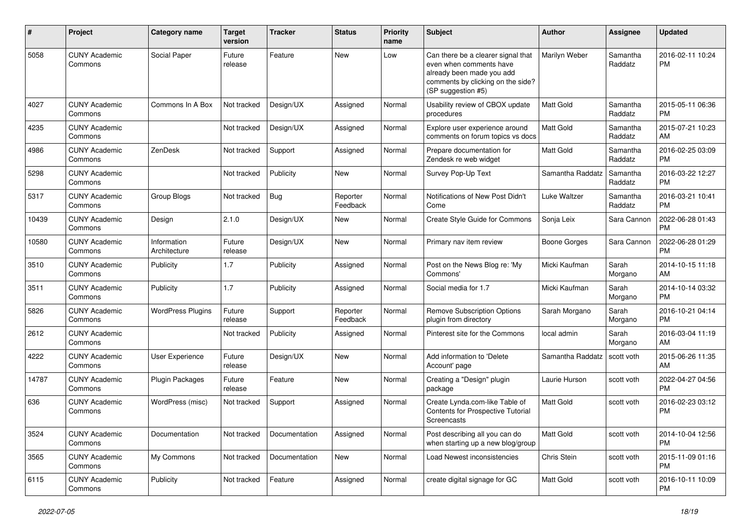| # | Project | Category name | Target version | Tracker | Status | Priority name | Subject | Author | Assignee | Updated |
|---|---|---|---|---|---|---|---|---|---|---|
| 5058 | CUNY Academic Commons | Social Paper | Future release | Feature | New | Low | Can there be a clearer signal that even when comments have already been made you add comments by clicking on the side? (SP suggestion #5) | Marilyn Weber | Samantha Raddatz | 2016-02-11 10:24 PM |
| 4027 | CUNY Academic Commons | Commons In A Box | Not tracked | Design/UX | Assigned | Normal | Usability review of CBOX update procedures | Matt Gold | Samantha Raddatz | 2015-05-11 06:36 PM |
| 4235 | CUNY Academic Commons | | Not tracked | Design/UX | Assigned | Normal | Explore user experience around comments on forum topics vs docs | Matt Gold | Samantha Raddatz | 2015-07-21 10:23 AM |
| 4986 | CUNY Academic Commons | ZenDesk | Not tracked | Support | Assigned | Normal | Prepare documentation for Zendesk re web widget | Matt Gold | Samantha Raddatz | 2016-02-25 03:09 PM |
| 5298 | CUNY Academic Commons | | Not tracked | Publicity | New | Normal | Survey Pop-Up Text | Samantha Raddatz | Samantha Raddatz | 2016-03-22 12:27 PM |
| 5317 | CUNY Academic Commons | Group Blogs | Not tracked | Bug | Reporter Feedback | Normal | Notifications of New Post Didn't Come | Luke Waltzer | Samantha Raddatz | 2016-03-21 10:41 PM |
| 10439 | CUNY Academic Commons | Design | 2.1.0 | Design/UX | New | Normal | Create Style Guide for Commons | Sonja Leix | Sara Cannon | 2022-06-28 01:43 PM |
| 10580 | CUNY Academic Commons | Information Architecture | Future release | Design/UX | New | Normal | Primary nav item review | Boone Gorges | Sara Cannon | 2022-06-28 01:29 PM |
| 3510 | CUNY Academic Commons | Publicity | 1.7 | Publicity | Assigned | Normal | Post on the News Blog re: 'My Commons' | Micki Kaufman | Sarah Morgano | 2014-10-15 11:18 AM |
| 3511 | CUNY Academic Commons | Publicity | 1.7 | Publicity | Assigned | Normal | Social media for 1.7 | Micki Kaufman | Sarah Morgano | 2014-10-14 03:32 PM |
| 5826 | CUNY Academic Commons | WordPress Plugins | Future release | Support | Reporter Feedback | Normal | Remove Subscription Options plugin from directory | Sarah Morgano | Sarah Morgano | 2016-10-21 04:14 PM |
| 2612 | CUNY Academic Commons | | Not tracked | Publicity | Assigned | Normal | Pinterest site for the Commons | local admin | Sarah Morgano | 2016-03-04 11:19 AM |
| 4222 | CUNY Academic Commons | User Experience | Future release | Design/UX | New | Normal | Add information to 'Delete Account' page | Samantha Raddatz | scott voth | 2015-06-26 11:35 AM |
| 14787 | CUNY Academic Commons | Plugin Packages | Future release | Feature | New | Normal | Creating a "Design" plugin package | Laurie Hurson | scott voth | 2022-04-27 04:56 PM |
| 636 | CUNY Academic Commons | WordPress (misc) | Not tracked | Support | Assigned | Normal | Create Lynda.com-like Table of Contents for Prospective Tutorial Screencasts | Matt Gold | scott voth | 2016-02-23 03:12 PM |
| 3524 | CUNY Academic Commons | Documentation | Not tracked | Documentation | Assigned | Normal | Post describing all you can do when starting up a new blog/group | Matt Gold | scott voth | 2014-10-04 12:56 PM |
| 3565 | CUNY Academic Commons | My Commons | Not tracked | Documentation | New | Normal | Load Newest inconsistencies | Chris Stein | scott voth | 2015-11-09 01:16 PM |
| 6115 | CUNY Academic Commons | Publicity | Not tracked | Feature | Assigned | Normal | create digital signage for GC | Matt Gold | scott voth | 2016-10-11 10:09 PM |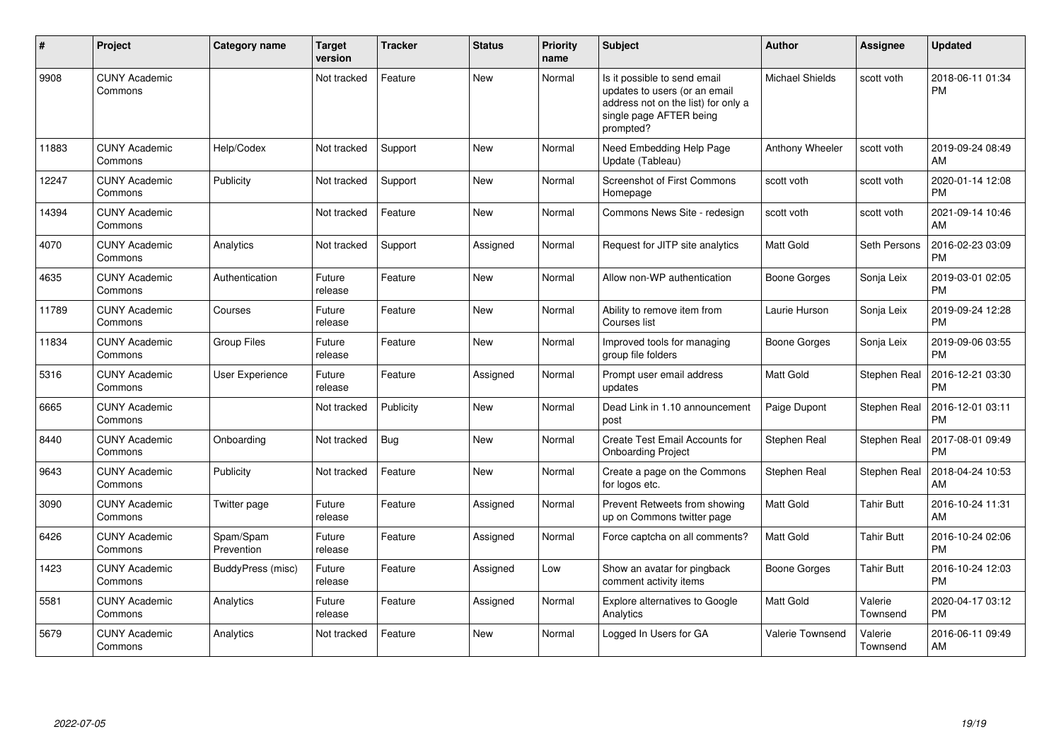| # | Project | Category name | Target version | Tracker | Status | Priority name | Subject | Author | Assignee | Updated |
|---|---|---|---|---|---|---|---|---|---|---|
| 9908 | CUNY Academic Commons | | Not tracked | Feature | New | Normal | Is it possible to send email updates to users (or an email address not on the list) for only a single page AFTER being prompted? | Michael Shields | scott voth | 2018-06-11 01:34 PM |
| 11883 | CUNY Academic Commons | Help/Codex | Not tracked | Support | New | Normal | Need Embedding Help Page Update (Tableau) | Anthony Wheeler | scott voth | 2019-09-24 08:49 AM |
| 12247 | CUNY Academic Commons | Publicity | Not tracked | Support | New | Normal | Screenshot of First Commons Homepage | scott voth | scott voth | 2020-01-14 12:08 PM |
| 14394 | CUNY Academic Commons | | Not tracked | Feature | New | Normal | Commons News Site - redesign | scott voth | scott voth | 2021-09-14 10:46 AM |
| 4070 | CUNY Academic Commons | Analytics | Not tracked | Support | Assigned | Normal | Request for JITP site analytics | Matt Gold | Seth Persons | 2016-02-23 03:09 PM |
| 4635 | CUNY Academic Commons | Authentication | Future release | Feature | New | Normal | Allow non-WP authentication | Boone Gorges | Sonja Leix | 2019-03-01 02:05 PM |
| 11789 | CUNY Academic Commons | Courses | Future release | Feature | New | Normal | Ability to remove item from Courses list | Laurie Hurson | Sonja Leix | 2019-09-24 12:28 PM |
| 11834 | CUNY Academic Commons | Group Files | Future release | Feature | New | Normal | Improved tools for managing group file folders | Boone Gorges | Sonja Leix | 2019-09-06 03:55 PM |
| 5316 | CUNY Academic Commons | User Experience | Future release | Feature | Assigned | Normal | Prompt user email address updates | Matt Gold | Stephen Real | 2016-12-21 03:30 PM |
| 6665 | CUNY Academic Commons | | Not tracked | Publicity | New | Normal | Dead Link in 1.10 announcement post | Paige Dupont | Stephen Real | 2016-12-01 03:11 PM |
| 8440 | CUNY Academic Commons | Onboarding | Not tracked | Bug | New | Normal | Create Test Email Accounts for Onboarding Project | Stephen Real | Stephen Real | 2017-08-01 09:49 PM |
| 9643 | CUNY Academic Commons | Publicity | Not tracked | Feature | New | Normal | Create a page on the Commons for logos etc. | Stephen Real | Stephen Real | 2018-04-24 10:53 AM |
| 3090 | CUNY Academic Commons | Twitter page | Future release | Feature | Assigned | Normal | Prevent Retweets from showing up on Commons twitter page | Matt Gold | Tahir Butt | 2016-10-24 11:31 AM |
| 6426 | CUNY Academic Commons | Spam/Spam Prevention | Future release | Feature | Assigned | Normal | Force captcha on all comments? | Matt Gold | Tahir Butt | 2016-10-24 02:06 PM |
| 1423 | CUNY Academic Commons | BuddyPress (misc) | Future release | Feature | Assigned | Low | Show an avatar for pingback comment activity items | Boone Gorges | Tahir Butt | 2016-10-24 12:03 PM |
| 5581 | CUNY Academic Commons | Analytics | Future release | Feature | Assigned | Normal | Explore alternatives to Google Analytics | Matt Gold | Valerie Townsend | 2020-04-17 03:12 PM |
| 5679 | CUNY Academic Commons | Analytics | Not tracked | Feature | New | Normal | Logged In Users for GA | Valerie Townsend | Valerie Townsend | 2016-06-11 09:49 AM |